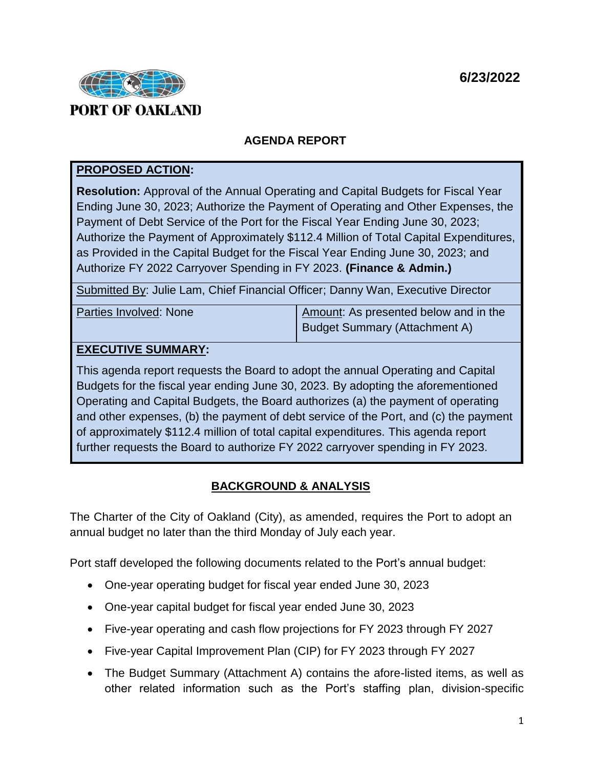PORT OF OAKLAND

**6/23/2022**

## AGENDA REPORT

| **PROPOSED ACTION:** | |
|---|---|
| **Resolution:** Approval of the Annual Operating and Capital Budgets for Fiscal Year Ending June 30, 2023; Authorize the Payment of Operating and Other Expenses, the Payment of Debt Service of the Port for the Fiscal Year Ending June 30, 2023; Authorize the Payment of Approximately $112.4 Million of Total Capital Expenditures, as Provided in the Capital Budget for the Fiscal Year Ending June 30, 2023; and Authorize FY 2022 Carryover Spending in FY 2023. **(Finance & Admin.)** | |
| Submitted By: Julie Lam, Chief Financial Officer; Danny Wan, Executive Director | |
| Parties Involved: None | Amount: As presented below and in the Budget Summary (Attachment A) |
| **EXECUTIVE SUMMARY:** | |
| This agenda report requests the Board to adopt the annual Operating and Capital Budgets for the fiscal year ending June 30, 2023. By adopting the aforementioned Operating and Capital Budgets, the Board authorizes (a) the payment of operating and other expenses, (b) the payment of debt service of the Port, and (c) the payment of approximately $112.4 million of total capital expenditures. This agenda report further requests the Board to authorize FY 2022 carryover spending in FY 2023. | |

## BACKGROUND & ANALYSIS

The Charter of the City of Oakland (City), as amended, requires the Port to adopt an annual budget no later than the third Monday of July each year.

Port staff developed the following documents related to the Port's annual budget:

- One-year operating budget for fiscal year ended June 30, 2023
- One-year capital budget for fiscal year ended June 30, 2023
- Five-year operating and cash flow projections for FY 2023 through FY 2027
- Five-year Capital Improvement Plan (CIP) for FY 2023 through FY 2027
- The Budget Summary (Attachment A) contains the afore-listed items, as well as other related information such as the Port's staffing plan, division-specific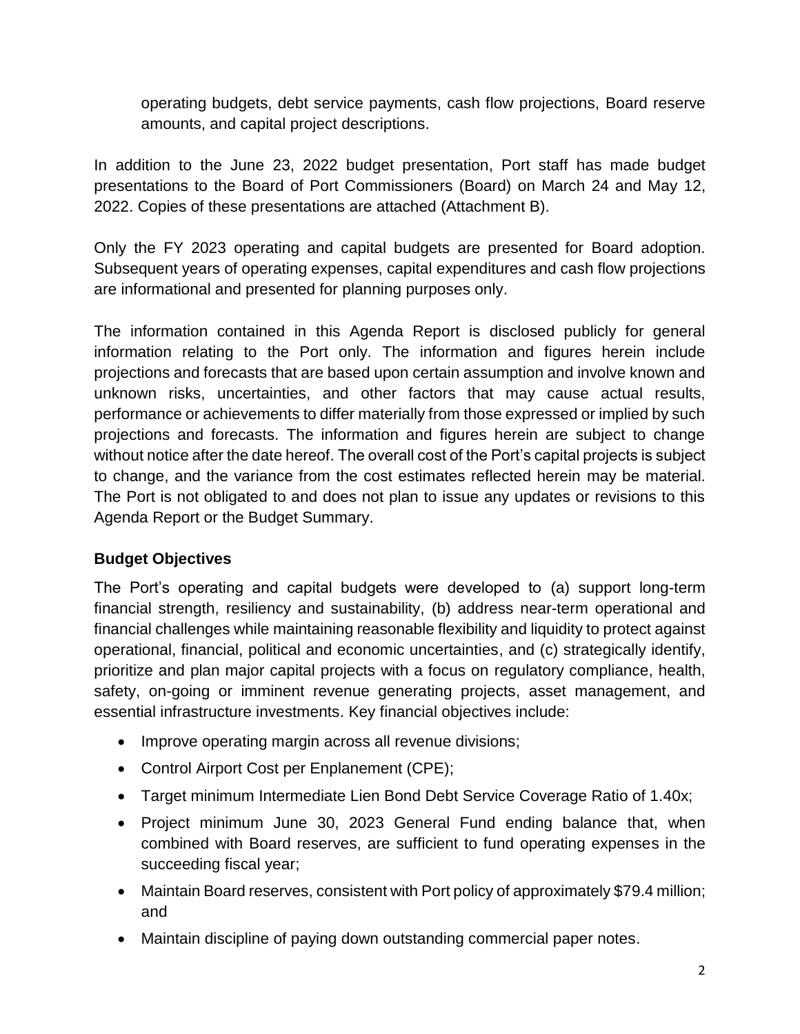operating budgets, debt service payments, cash flow projections, Board reserve amounts, and capital project descriptions.

In addition to the June 23, 2022 budget presentation, Port staff has made budget presentations to the Board of Port Commissioners (Board) on March 24 and May 12, 2022. Copies of these presentations are attached (Attachment B).

Only the FY 2023 operating and capital budgets are presented for Board adoption. Subsequent years of operating expenses, capital expenditures and cash flow projections are informational and presented for planning purposes only.

The information contained in this Agenda Report is disclosed publicly for general information relating to the Port only. The information and figures herein include projections and forecasts that are based upon certain assumption and involve known and unknown risks, uncertainties, and other factors that may cause actual results, performance or achievements to differ materially from those expressed or implied by such projections and forecasts. The information and figures herein are subject to change without notice after the date hereof. The overall cost of the Port's capital projects is subject to change, and the variance from the cost estimates reflected herein may be material. The Port is not obligated to and does not plan to issue any updates or revisions to this Agenda Report or the Budget Summary.

**Budget Objectives**

The Port's operating and capital budgets were developed to (a) support long-term financial strength, resiliency and sustainability, (b) address near-term operational and financial challenges while maintaining reasonable flexibility and liquidity to protect against operational, financial, political and economic uncertainties, and (c) strategically identify, prioritize and plan major capital projects with a focus on regulatory compliance, health, safety, on-going or imminent revenue generating projects, asset management, and essential infrastructure investments. Key financial objectives include:

- Improve operating margin across all revenue divisions;
- Control Airport Cost per Enplanement (CPE);
- Target minimum Intermediate Lien Bond Debt Service Coverage Ratio of 1.40x;
- Project minimum June 30, 2023 General Fund ending balance that, when combined with Board reserves, are sufficient to fund operating expenses in the succeeding fiscal year;
- Maintain Board reserves, consistent with Port policy of approximately $79.4 million; and
- Maintain discipline of paying down outstanding commercial paper notes.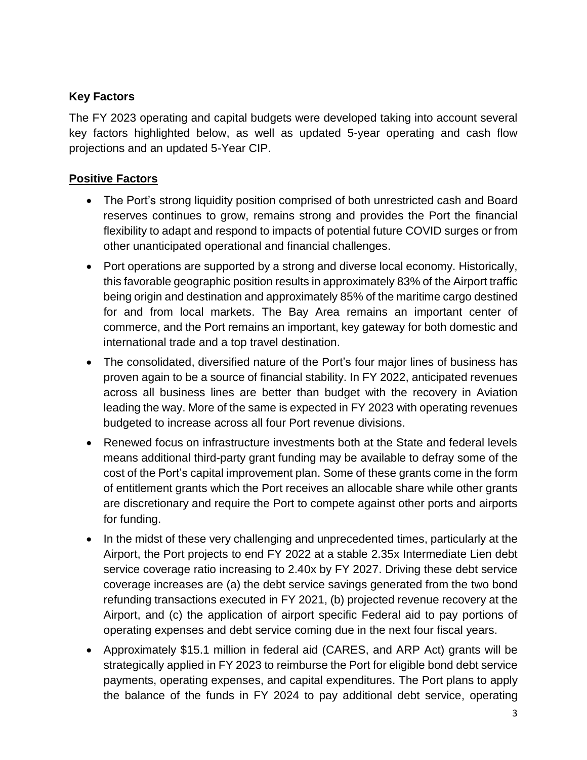### Key Factors

The FY 2023 operating and capital budgets were developed taking into account several key factors highlighted below, as well as updated 5-year operating and cash flow projections and an updated 5-Year CIP.

### Positive Factors

- The Port's strong liquidity position comprised of both unrestricted cash and Board reserves continues to grow, remains strong and provides the Port the financial flexibility to adapt and respond to impacts of potential future COVID surges or from other unanticipated operational and financial challenges.
- Port operations are supported by a strong and diverse local economy. Historically, this favorable geographic position results in approximately 83% of the Airport traffic being origin and destination and approximately 85% of the maritime cargo destined for and from local markets. The Bay Area remains an important center of commerce, and the Port remains an important, key gateway for both domestic and international trade and a top travel destination.
- The consolidated, diversified nature of the Port's four major lines of business has proven again to be a source of financial stability. In FY 2022, anticipated revenues across all business lines are better than budget with the recovery in Aviation leading the way. More of the same is expected in FY 2023 with operating revenues budgeted to increase across all four Port revenue divisions.
- Renewed focus on infrastructure investments both at the State and federal levels means additional third-party grant funding may be available to defray some of the cost of the Port's capital improvement plan. Some of these grants come in the form of entitlement grants which the Port receives an allocable share while other grants are discretionary and require the Port to compete against other ports and airports for funding.
- In the midst of these very challenging and unprecedented times, particularly at the Airport, the Port projects to end FY 2022 at a stable 2.35x Intermediate Lien debt service coverage ratio increasing to 2.40x by FY 2027. Driving these debt service coverage increases are (a) the debt service savings generated from the two bond refunding transactions executed in FY 2021, (b) projected revenue recovery at the Airport, and (c) the application of airport specific Federal aid to pay portions of operating expenses and debt service coming due in the next four fiscal years.
- Approximately $15.1 million in federal aid (CARES, and ARP Act) grants will be strategically applied in FY 2023 to reimburse the Port for eligible bond debt service payments, operating expenses, and capital expenditures. The Port plans to apply the balance of the funds in FY 2024 to pay additional debt service, operating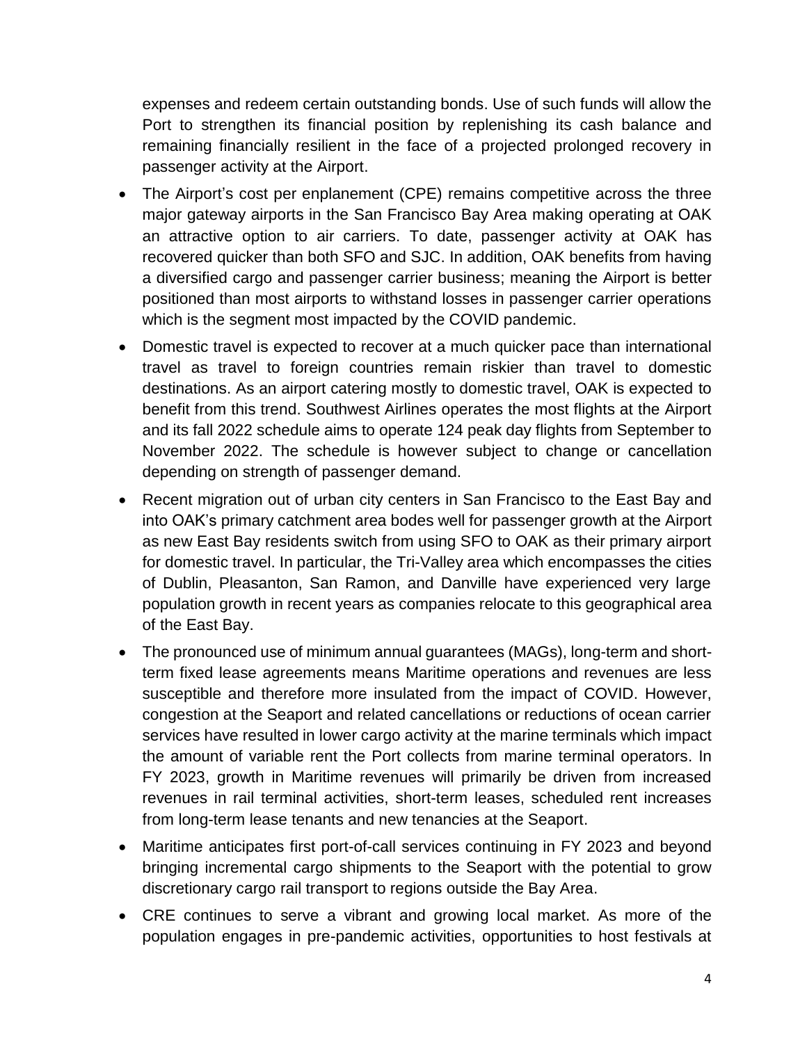expenses and redeem certain outstanding bonds. Use of such funds will allow the Port to strengthen its financial position by replenishing its cash balance and remaining financially resilient in the face of a projected prolonged recovery in passenger activity at the Airport.

- The Airport's cost per enplanement (CPE) remains competitive across the three major gateway airports in the San Francisco Bay Area making operating at OAK an attractive option to air carriers. To date, passenger activity at OAK has recovered quicker than both SFO and SJC. In addition, OAK benefits from having a diversified cargo and passenger carrier business; meaning the Airport is better positioned than most airports to withstand losses in passenger carrier operations which is the segment most impacted by the COVID pandemic.
- Domestic travel is expected to recover at a much quicker pace than international travel as travel to foreign countries remain riskier than travel to domestic destinations. As an airport catering mostly to domestic travel, OAK is expected to benefit from this trend. Southwest Airlines operates the most flights at the Airport and its fall 2022 schedule aims to operate 124 peak day flights from September to November 2022. The schedule is however subject to change or cancellation depending on strength of passenger demand.
- Recent migration out of urban city centers in San Francisco to the East Bay and into OAK's primary catchment area bodes well for passenger growth at the Airport as new East Bay residents switch from using SFO to OAK as their primary airport for domestic travel. In particular, the Tri-Valley area which encompasses the cities of Dublin, Pleasanton, San Ramon, and Danville have experienced very large population growth in recent years as companies relocate to this geographical area of the East Bay.
- The pronounced use of minimum annual guarantees (MAGs), long-term and short-term fixed lease agreements means Maritime operations and revenues are less susceptible and therefore more insulated from the impact of COVID. However, congestion at the Seaport and related cancellations or reductions of ocean carrier services have resulted in lower cargo activity at the marine terminals which impact the amount of variable rent the Port collects from marine terminal operators. In FY 2023, growth in Maritime revenues will primarily be driven from increased revenues in rail terminal activities, short-term leases, scheduled rent increases from long-term lease tenants and new tenancies at the Seaport.
- Maritime anticipates first port-of-call services continuing in FY 2023 and beyond bringing incremental cargo shipments to the Seaport with the potential to grow discretionary cargo rail transport to regions outside the Bay Area.
- CRE continues to serve a vibrant and growing local market. As more of the population engages in pre-pandemic activities, opportunities to host festivals at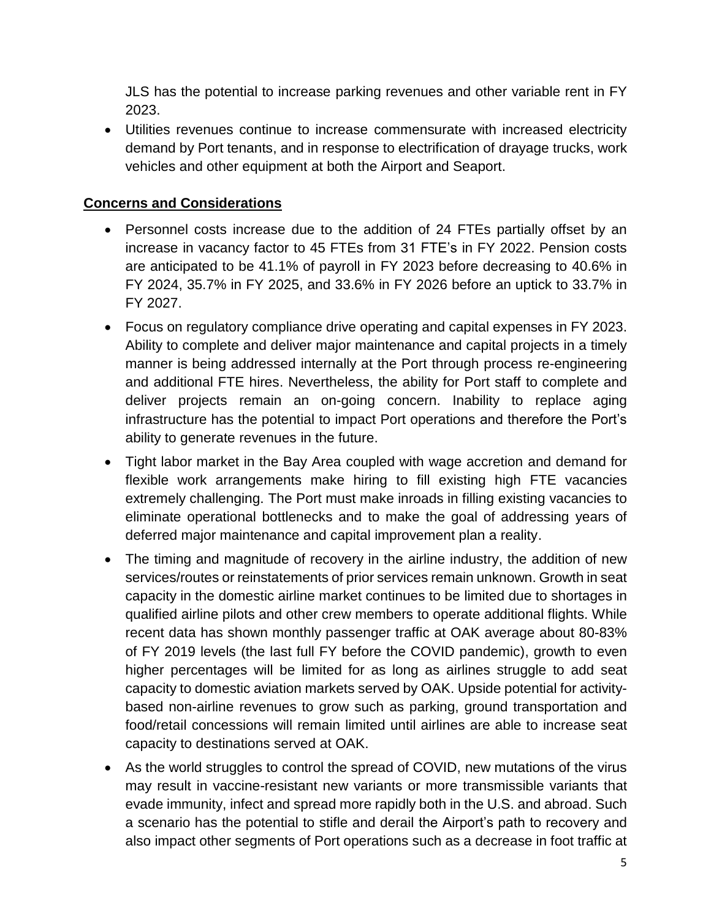JLS has the potential to increase parking revenues and other variable rent in FY 2023.

- Utilities revenues continue to increase commensurate with increased electricity demand by Port tenants, and in response to electrification of drayage trucks, work vehicles and other equipment at both the Airport and Seaport.

**Concerns and Considerations**

- Personnel costs increase due to the addition of 24 FTEs partially offset by an increase in vacancy factor to 45 FTEs from 31 FTE's in FY 2022. Pension costs are anticipated to be 41.1% of payroll in FY 2023 before decreasing to 40.6% in FY 2024, 35.7% in FY 2025, and 33.6% in FY 2026 before an uptick to 33.7% in FY 2027.
- Focus on regulatory compliance drive operating and capital expenses in FY 2023. Ability to complete and deliver major maintenance and capital projects in a timely manner is being addressed internally at the Port through process re-engineering and additional FTE hires. Nevertheless, the ability for Port staff to complete and deliver projects remain an on-going concern. Inability to replace aging infrastructure has the potential to impact Port operations and therefore the Port's ability to generate revenues in the future.
- Tight labor market in the Bay Area coupled with wage accretion and demand for flexible work arrangements make hiring to fill existing high FTE vacancies extremely challenging. The Port must make inroads in filling existing vacancies to eliminate operational bottlenecks and to make the goal of addressing years of deferred major maintenance and capital improvement plan a reality.
- The timing and magnitude of recovery in the airline industry, the addition of new services/routes or reinstatements of prior services remain unknown. Growth in seat capacity in the domestic airline market continues to be limited due to shortages in qualified airline pilots and other crew members to operate additional flights. While recent data has shown monthly passenger traffic at OAK average about 80-83% of FY 2019 levels (the last full FY before the COVID pandemic), growth to even higher percentages will be limited for as long as airlines struggle to add seat capacity to domestic aviation markets served by OAK. Upside potential for activity-based non-airline revenues to grow such as parking, ground transportation and food/retail concessions will remain limited until airlines are able to increase seat capacity to destinations served at OAK.
- As the world struggles to control the spread of COVID, new mutations of the virus may result in vaccine-resistant new variants or more transmissible variants that evade immunity, infect and spread more rapidly both in the U.S. and abroad. Such a scenario has the potential to stifle and derail the Airport's path to recovery and also impact other segments of Port operations such as a decrease in foot traffic at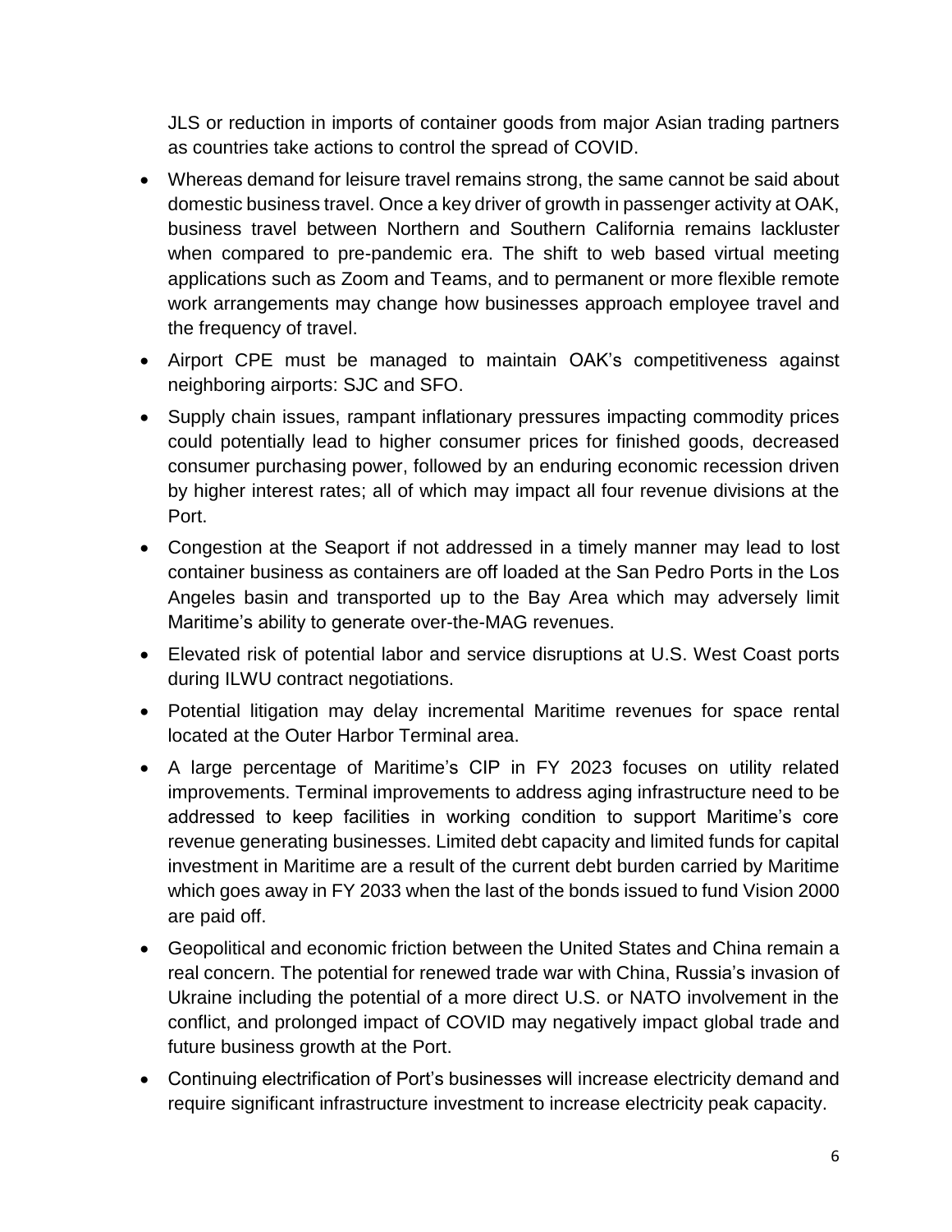JLS or reduction in imports of container goods from major Asian trading partners as countries take actions to control the spread of COVID.

- Whereas demand for leisure travel remains strong, the same cannot be said about domestic business travel. Once a key driver of growth in passenger activity at OAK, business travel between Northern and Southern California remains lackluster when compared to pre-pandemic era. The shift to web based virtual meeting applications such as Zoom and Teams, and to permanent or more flexible remote work arrangements may change how businesses approach employee travel and the frequency of travel.
- Airport CPE must be managed to maintain OAK's competitiveness against neighboring airports: SJC and SFO.
- Supply chain issues, rampant inflationary pressures impacting commodity prices could potentially lead to higher consumer prices for finished goods, decreased consumer purchasing power, followed by an enduring economic recession driven by higher interest rates; all of which may impact all four revenue divisions at the Port.
- Congestion at the Seaport if not addressed in a timely manner may lead to lost container business as containers are off loaded at the San Pedro Ports in the Los Angeles basin and transported up to the Bay Area which may adversely limit Maritime's ability to generate over-the-MAG revenues.
- Elevated risk of potential labor and service disruptions at U.S. West Coast ports during ILWU contract negotiations.
- Potential litigation may delay incremental Maritime revenues for space rental located at the Outer Harbor Terminal area.
- A large percentage of Maritime's CIP in FY 2023 focuses on utility related improvements. Terminal improvements to address aging infrastructure need to be addressed to keep facilities in working condition to support Maritime's core revenue generating businesses. Limited debt capacity and limited funds for capital investment in Maritime are a result of the current debt burden carried by Maritime which goes away in FY 2033 when the last of the bonds issued to fund Vision 2000 are paid off.
- Geopolitical and economic friction between the United States and China remain a real concern. The potential for renewed trade war with China, Russia's invasion of Ukraine including the potential of a more direct U.S. or NATO involvement in the conflict, and prolonged impact of COVID may negatively impact global trade and future business growth at the Port.
- Continuing electrification of Port's businesses will increase electricity demand and require significant infrastructure investment to increase electricity peak capacity.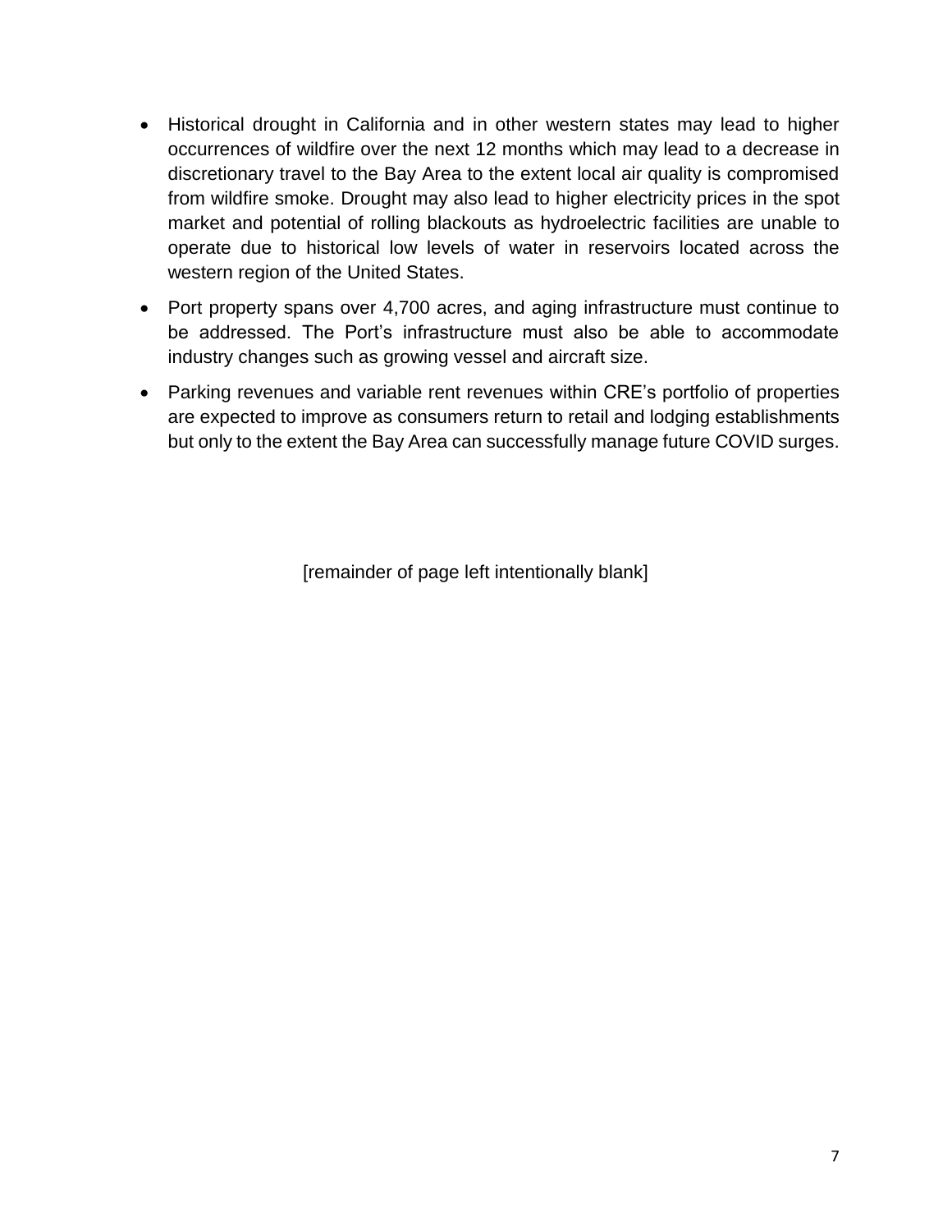- Historical drought in California and in other western states may lead to higher occurrences of wildfire over the next 12 months which may lead to a decrease in discretionary travel to the Bay Area to the extent local air quality is compromised from wildfire smoke. Drought may also lead to higher electricity prices in the spot market and potential of rolling blackouts as hydroelectric facilities are unable to operate due to historical low levels of water in reservoirs located across the western region of the United States.
- Port property spans over 4,700 acres, and aging infrastructure must continue to be addressed. The Port's infrastructure must also be able to accommodate industry changes such as growing vessel and aircraft size.
- Parking revenues and variable rent revenues within CRE's portfolio of properties are expected to improve as consumers return to retail and lodging establishments but only to the extent the Bay Area can successfully manage future COVID surges.

[remainder of page left intentionally blank]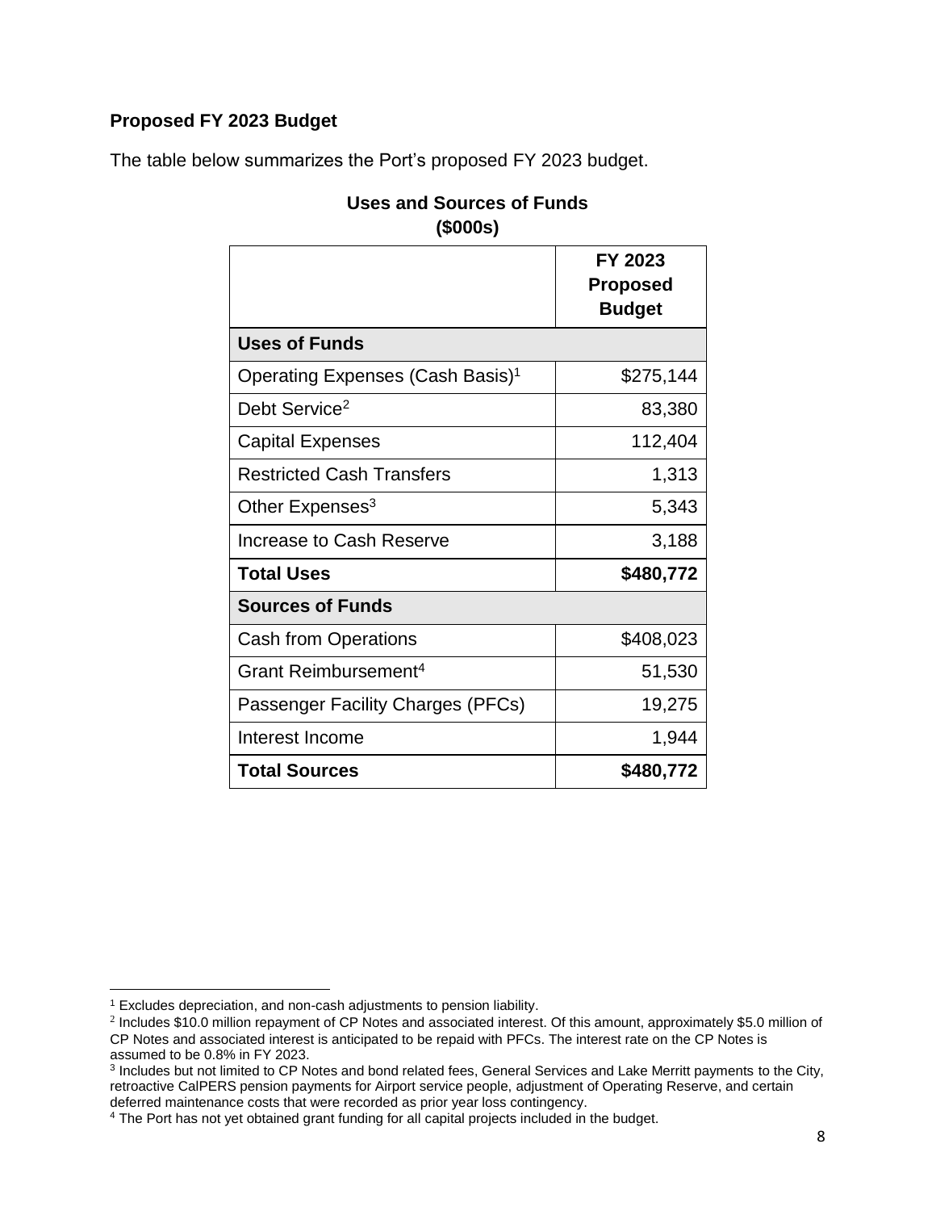**Proposed FY 2023 Budget**

The table below summarizes the Port's proposed FY 2023 budget.

**Uses and Sources of Funds**
**($000s)**

| | FY 2023 Proposed Budget |
|---|---:|
| **Uses of Funds** | |
| Operating Expenses (Cash Basis)[1] | $275,144 |
| Debt Service[2] | 83,380 |
| Capital Expenses | 112,404 |
| Restricted Cash Transfers | 1,313 |
| Other Expenses[3] | 5,343 |
| Increase to Cash Reserve | 3,188 |
| **Total Uses** | **$480,772** |
| **Sources of Funds** | |
| Cash from Operations | $408,023 |
| Grant Reimbursement[4] | 51,530 |
| Passenger Facility Charges (PFCs) | 19,275 |
| Interest Income | 1,944 |
| **Total Sources** | **$480,772** |

[1] Excludes depreciation, and non-cash adjustments to pension liability.

[2] Includes $10.0 million repayment of CP Notes and associated interest. Of this amount, approximately $5.0 million of CP Notes and associated interest is anticipated to be repaid with PFCs. The interest rate on the CP Notes is assumed to be 0.8% in FY 2023.

[3] Includes but not limited to CP Notes and bond related fees, General Services and Lake Merritt payments to the City, retroactive CalPERS pension payments for Airport service people, adjustment of Operating Reserve, and certain deferred maintenance costs that were recorded as prior year loss contingency.

[4] The Port has not yet obtained grant funding for all capital projects included in the budget.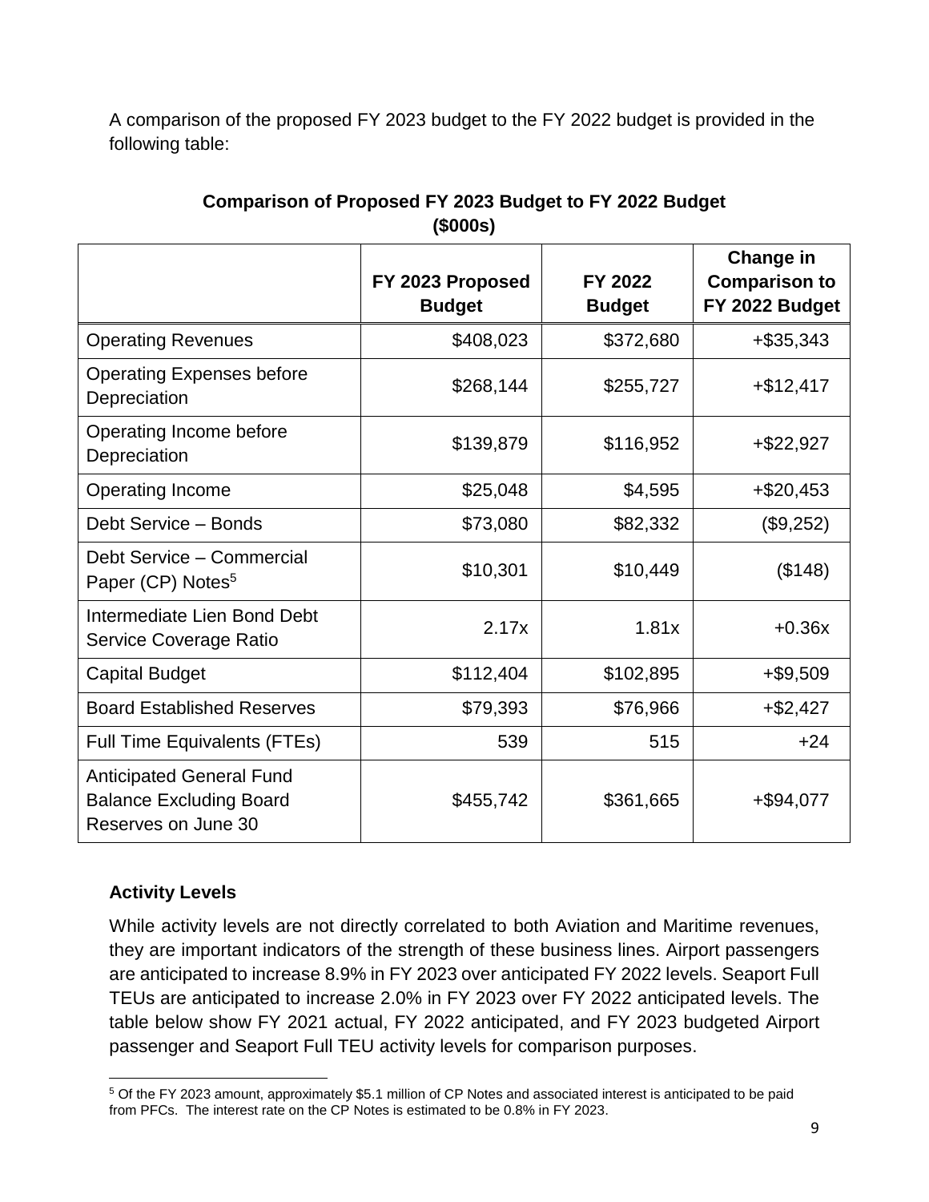A comparison of the proposed FY 2023 budget to the FY 2022 budget is provided in the following table:

**Comparison of Proposed FY 2023 Budget to FY 2022 Budget ($000s)**

| | FY 2023 Proposed Budget | FY 2022 Budget | Change in Comparison to FY 2022 Budget |
|---|---|---|---|
| Operating Revenues | $408,023 | $372,680 | +$35,343 |
| Operating Expenses before Depreciation | $268,144 | $255,727 | +$12,417 |
| Operating Income before Depreciation | $139,879 | $116,952 | +$22,927 |
| Operating Income | $25,048 | $4,595 | +$20,453 |
| Debt Service – Bonds | $73,080 | $82,332 | ($9,252) |
| Debt Service – Commercial Paper (CP) Notes[5] | $10,301 | $10,449 | ($148) |
| Intermediate Lien Bond Debt Service Coverage Ratio | 2.17x | 1.81x | +0.36x |
| Capital Budget | $112,404 | $102,895 | +$9,509 |
| Board Established Reserves | $79,393 | $76,966 | +$2,427 |
| Full Time Equivalents (FTEs) | 539 | 515 | +24 |
| Anticipated General Fund Balance Excluding Board Reserves on June 30 | $455,742 | $361,665 | +$94,077 |

### Activity Levels

While activity levels are not directly correlated to both Aviation and Maritime revenues, they are important indicators of the strength of these business lines. Airport passengers are anticipated to increase 8.9% in FY 2023 over anticipated FY 2022 levels. Seaport Full TEUs are anticipated to increase 2.0% in FY 2023 over FY 2022 anticipated levels. The table below show FY 2021 actual, FY 2022 anticipated, and FY 2023 budgeted Airport passenger and Seaport Full TEU activity levels for comparison purposes.

[5] Of the FY 2023 amount, approximately $5.1 million of CP Notes and associated interest is anticipated to be paid from PFCs. The interest rate on the CP Notes is estimated to be 0.8% in FY 2023.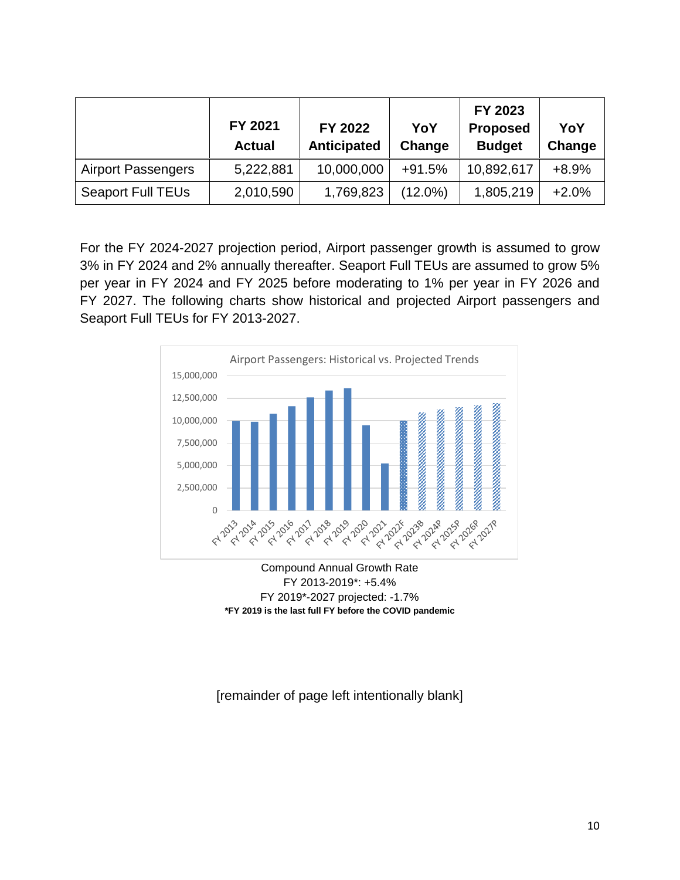| | FY 2021 Actual | FY 2022 Anticipated | YoY Change | FY 2023 Proposed Budget | YoY Change |
|---|---|---|---|---|---|
| Airport Passengers | 5,222,881 | 10,000,000 | +91.5% | 10,892,617 | +8.9% |
| Seaport Full TEUs | 2,010,590 | 1,769,823 | (12.0%) | 1,805,219 | +2.0% |

For the FY 2024-2027 projection period, Airport passenger growth is assumed to grow 3% in FY 2024 and 2% annually thereafter. Seaport Full TEUs are assumed to grow 5% per year in FY 2024 and FY 2025 before moderating to 1% per year in FY 2026 and FY 2027. The following charts show historical and projected Airport passengers and Seaport Full TEUs for FY 2013-2027.

Airport Passengers: Historical vs. Projected Trends

Compound Annual Growth Rate
FY 2013-2019*: +5.4%
FY 2019*-2027 projected: -1.7%
**\*FY 2019 is the last full FY before the COVID pandemic**

[remainder of page left intentionally blank]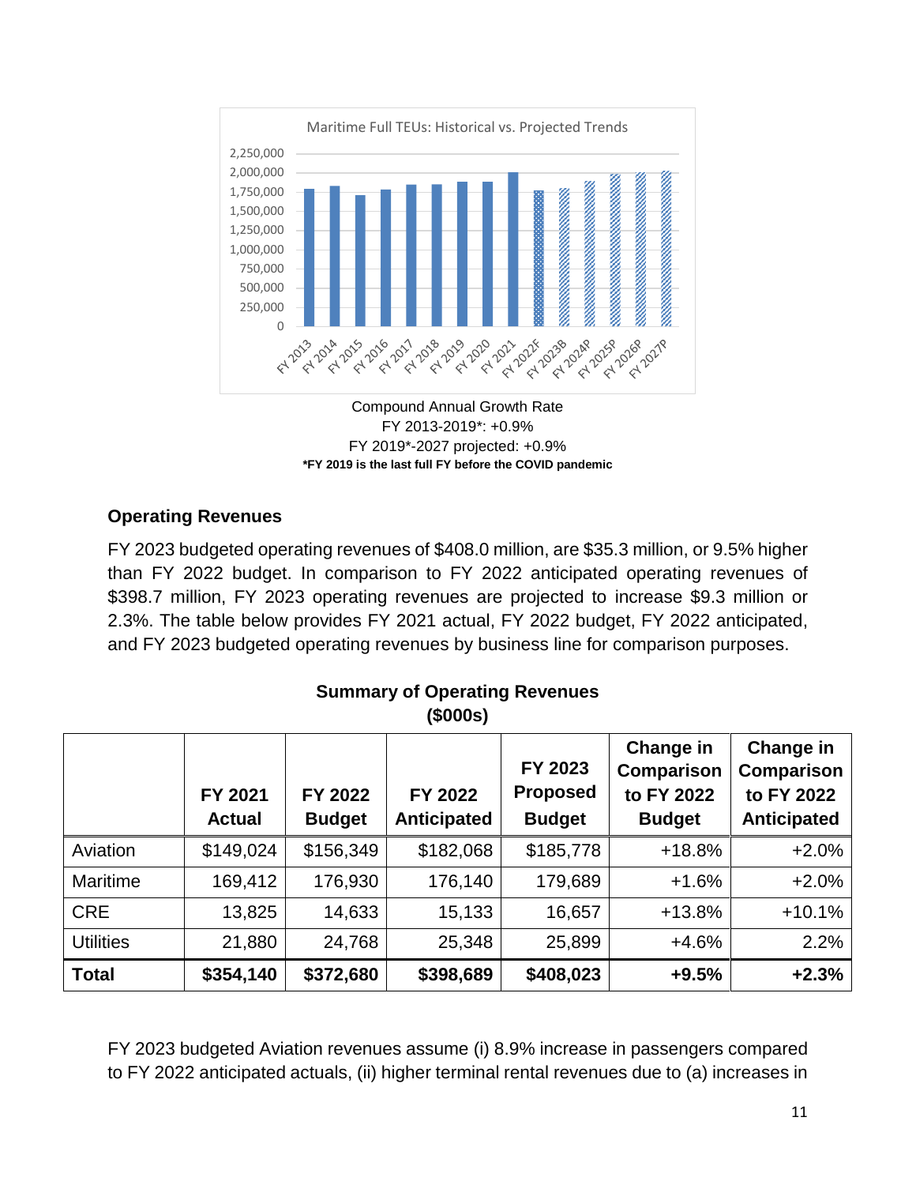Maritime Full TEUs: Historical vs. Projected Trends

Compound Annual Growth Rate
FY 2013-2019*: +0.9%
FY 2019*-2027 projected: +0.9%
***FY 2019 is the last full FY before the COVID pandemic**

### Operating Revenues

FY 2023 budgeted operating revenues of $408.0 million, are $35.3 million, or 9.5% higher than FY 2022 budget. In comparison to FY 2022 anticipated operating revenues of $398.7 million, FY 2023 operating revenues are projected to increase $9.3 million or 2.3%. The table below provides FY 2021 actual, FY 2022 budget, FY 2022 anticipated, and FY 2023 budgeted operating revenues by business line for comparison purposes.

**Summary of Operating Revenues**
**($000s)**

| | FY 2021 Actual | FY 2022 Budget | FY 2022 Anticipated | FY 2023 Proposed Budget | Change in Comparison to FY 2022 Budget | Change in Comparison to FY 2022 Anticipated |
|---|---|---|---|---|---|---|
| Aviation | $149,024 | $156,349 | $182,068 | $185,778 | +18.8% | +2.0% |
| Maritime | 169,412 | 176,930 | 176,140 | 179,689 | +1.6% | +2.0% |
| CRE | 13,825 | 14,633 | 15,133 | 16,657 | +13.8% | +10.1% |
| Utilities | 21,880 | 24,768 | 25,348 | 25,899 | +4.6% | 2.2% |
| **Total** | **$354,140** | **$372,680** | **$398,689** | **$408,023** | **+9.5%** | **+2.3%** |

FY 2023 budgeted Aviation revenues assume (i) 8.9% increase in passengers compared to FY 2022 anticipated actuals, (ii) higher terminal rental revenues due to (a) increases in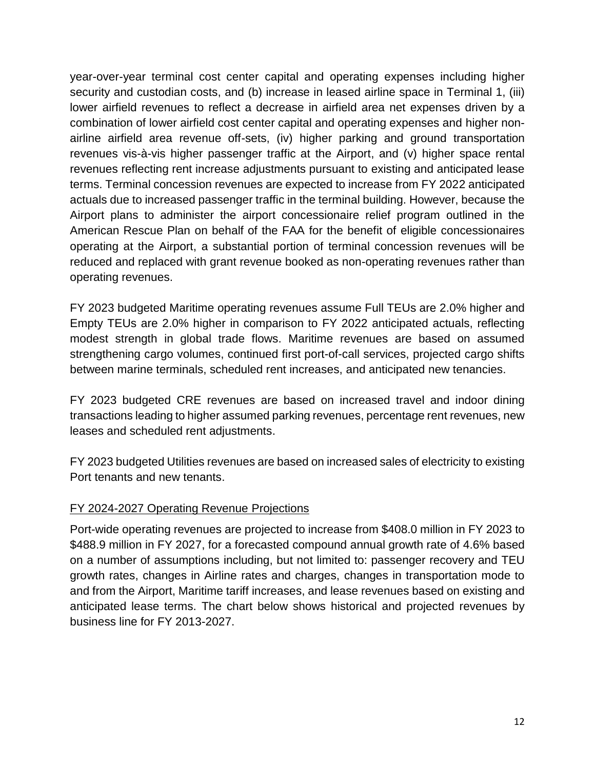year-over-year terminal cost center capital and operating expenses including higher security and custodian costs, and (b) increase in leased airline space in Terminal 1, (iii) lower airfield revenues to reflect a decrease in airfield area net expenses driven by a combination of lower airfield cost center capital and operating expenses and higher non-airline airfield area revenue off-sets, (iv) higher parking and ground transportation revenues vis-à-vis higher passenger traffic at the Airport, and (v) higher space rental revenues reflecting rent increase adjustments pursuant to existing and anticipated lease terms. Terminal concession revenues are expected to increase from FY 2022 anticipated actuals due to increased passenger traffic in the terminal building. However, because the Airport plans to administer the airport concessionaire relief program outlined in the American Rescue Plan on behalf of the FAA for the benefit of eligible concessionaires operating at the Airport, a substantial portion of terminal concession revenues will be reduced and replaced with grant revenue booked as non-operating revenues rather than operating revenues.

FY 2023 budgeted Maritime operating revenues assume Full TEUs are 2.0% higher and Empty TEUs are 2.0% higher in comparison to FY 2022 anticipated actuals, reflecting modest strength in global trade flows. Maritime revenues are based on assumed strengthening cargo volumes, continued first port-of-call services, projected cargo shifts between marine terminals, scheduled rent increases, and anticipated new tenancies.

FY 2023 budgeted CRE revenues are based on increased travel and indoor dining transactions leading to higher assumed parking revenues, percentage rent revenues, new leases and scheduled rent adjustments.

FY 2023 budgeted Utilities revenues are based on increased sales of electricity to existing Port tenants and new tenants.

## FY 2024-2027 Operating Revenue Projections

Port-wide operating revenues are projected to increase from $408.0 million in FY 2023 to $488.9 million in FY 2027, for a forecasted compound annual growth rate of 4.6% based on a number of assumptions including, but not limited to: passenger recovery and TEU growth rates, changes in Airline rates and charges, changes in transportation mode to and from the Airport, Maritime tariff increases, and lease revenues based on existing and anticipated lease terms. The chart below shows historical and projected revenues by business line for FY 2013-2027.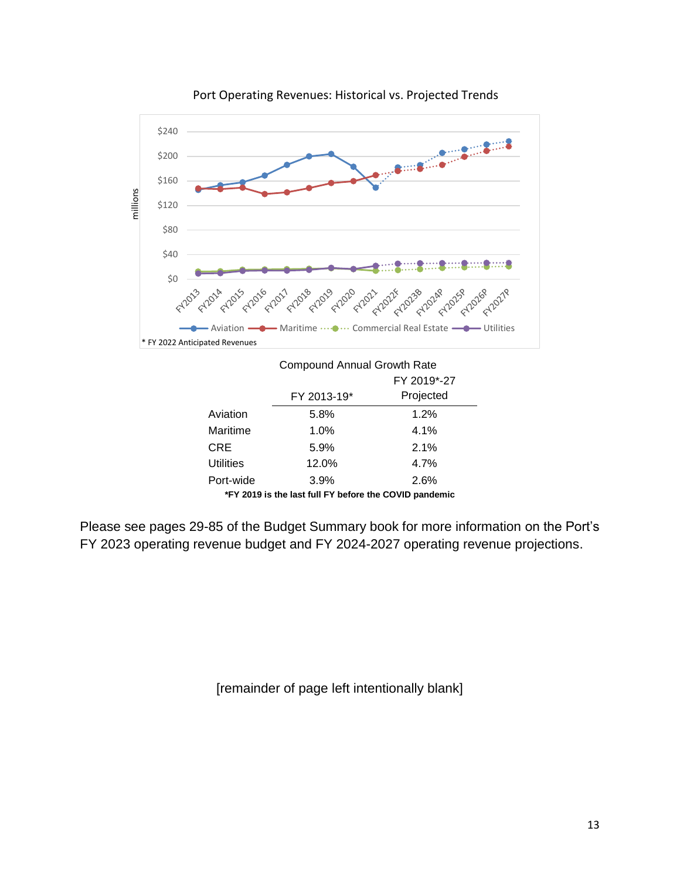Port Operating Revenues: Historical vs. Projected Trends

* FY 2022 Anticipated Revenues

| Compound Annual Growth Rate | | |
| --- | --- | --- |
| | FY 2013-19* | FY 2019*-27 Projected |
| Aviation | 5.8% | 1.2% |
| Maritime | 1.0% | 4.1% |
| CRE | 5.9% | 2.1% |
| Utilities | 12.0% | 4.7% |
| Port-wide | 3.9% | 2.6% |

***FY 2019 is the last full FY before the COVID pandemic**

Please see pages 29-85 of the Budget Summary book for more information on the Port's FY 2023 operating revenue budget and FY 2024-2027 operating revenue projections.

[remainder of page left intentionally blank]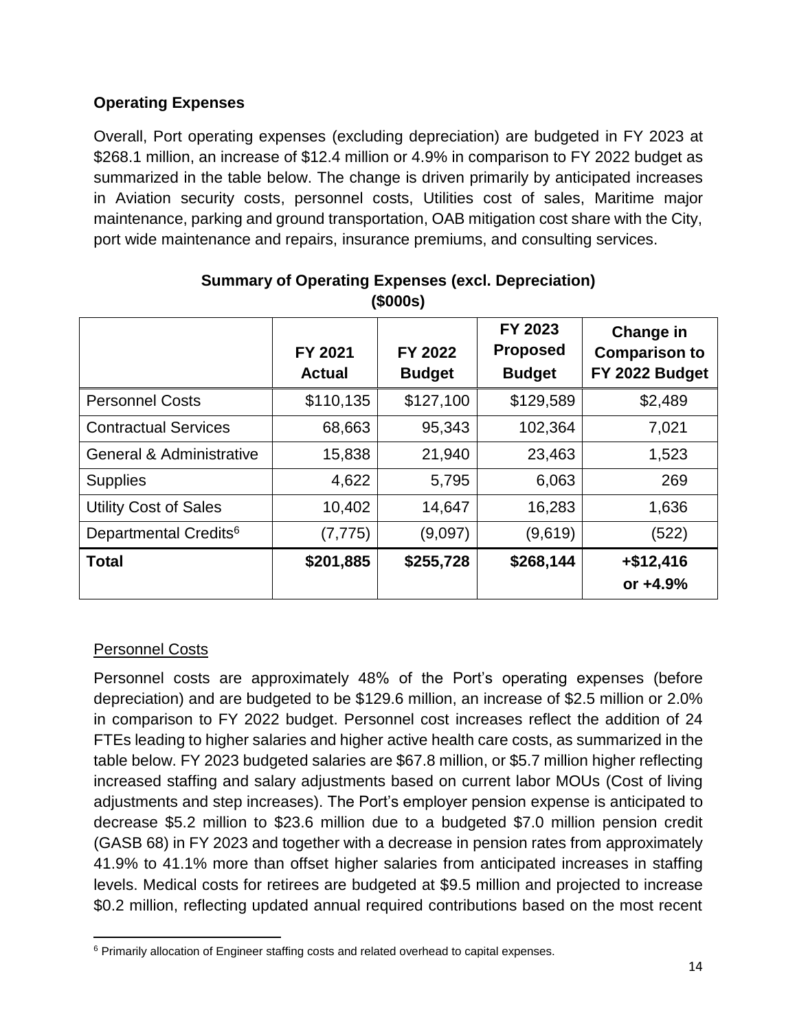**Operating Expenses**

Overall, Port operating expenses (excluding depreciation) are budgeted in FY 2023 at $268.1 million, an increase of $12.4 million or 4.9% in comparison to FY 2022 budget as summarized in the table below. The change is driven primarily by anticipated increases in Aviation security costs, personnel costs, Utilities cost of sales, Maritime major maintenance, parking and ground transportation, OAB mitigation cost share with the City, port wide maintenance and repairs, insurance premiums, and consulting services.

**Summary of Operating Expenses (excl. Depreciation)**
**($000s)**

| | FY 2021 Actual | FY 2022 Budget | FY 2023 Proposed Budget | Change in Comparison to FY 2022 Budget |
|---|---|---|---|---|
| Personnel Costs | $110,135 | $127,100 | $129,589 | $2,489 |
| Contractual Services | 68,663 | 95,343 | 102,364 | 7,021 |
| General & Administrative | 15,838 | 21,940 | 23,463 | 1,523 |
| Supplies | 4,622 | 5,795 | 6,063 | 269 |
| Utility Cost of Sales | 10,402 | 14,647 | 16,283 | 1,636 |
| Departmental Credits[6] | (7,775) | (9,097) | (9,619) | (522) |
| **Total** | **$201,885** | **$255,728** | **$268,144** | **+$12,416 or +4.9%** |

Personnel Costs

Personnel costs are approximately 48% of the Port's operating expenses (before depreciation) and are budgeted to be $129.6 million, an increase of $2.5 million or 2.0% in comparison to FY 2022 budget. Personnel cost increases reflect the addition of 24 FTEs leading to higher salaries and higher active health care costs, as summarized in the table below. FY 2023 budgeted salaries are $67.8 million, or $5.7 million higher reflecting increased staffing and salary adjustments based on current labor MOUs (Cost of living adjustments and step increases). The Port's employer pension expense is anticipated to decrease $5.2 million to $23.6 million due to a budgeted $7.0 million pension credit (GASB 68) in FY 2023 and together with a decrease in pension rates from approximately 41.9% to 41.1% more than offset higher salaries from anticipated increases in staffing levels. Medical costs for retirees are budgeted at $9.5 million and projected to increase $0.2 million, reflecting updated annual required contributions based on the most recent

[6] Primarily allocation of Engineer staffing costs and related overhead to capital expenses.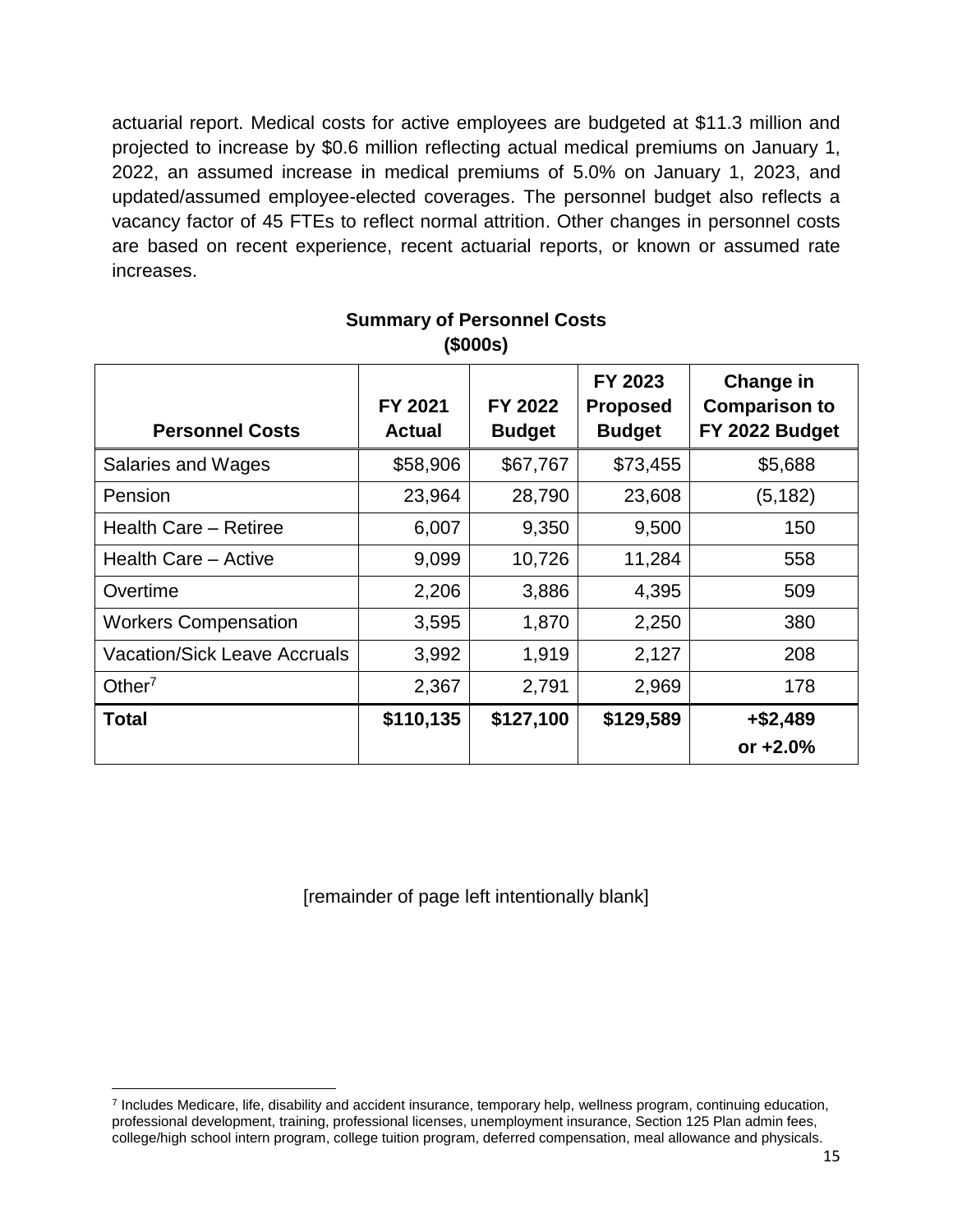actuarial report. Medical costs for active employees are budgeted at $11.3 million and projected to increase by $0.6 million reflecting actual medical premiums on January 1, 2022, an assumed increase in medical premiums of 5.0% on January 1, 2023, and updated/assumed employee-elected coverages. The personnel budget also reflects a vacancy factor of 45 FTEs to reflect normal attrition. Other changes in personnel costs are based on recent experience, recent actuarial reports, or known or assumed rate increases.

**Summary of Personnel Costs**
**($000s)**

| Personnel Costs | FY 2021 Actual | FY 2022 Budget | FY 2023 Proposed Budget | Change in Comparison to FY 2022 Budget |
|---|---|---|---|---|
| Salaries and Wages | $58,906 | $67,767 | $73,455 | $5,688 |
| Pension | 23,964 | 28,790 | 23,608 | (5,182) |
| Health Care – Retiree | 6,007 | 9,350 | 9,500 | 150 |
| Health Care – Active | 9,099 | 10,726 | 11,284 | 558 |
| Overtime | 2,206 | 3,886 | 4,395 | 509 |
| Workers Compensation | 3,595 | 1,870 | 2,250 | 380 |
| Vacation/Sick Leave Accruals | 3,992 | 1,919 | 2,127 | 208 |
| Other[7] | 2,367 | 2,791 | 2,969 | 178 |
| **Total** | **$110,135** | **$127,100** | **$129,589** | **+$2,489 or +2.0%** |

[remainder of page left intentionally blank]

[7] Includes Medicare, life, disability and accident insurance, temporary help, wellness program, continuing education, professional development, training, professional licenses, unemployment insurance, Section 125 Plan admin fees, college/high school intern program, college tuition program, deferred compensation, meal allowance and physicals.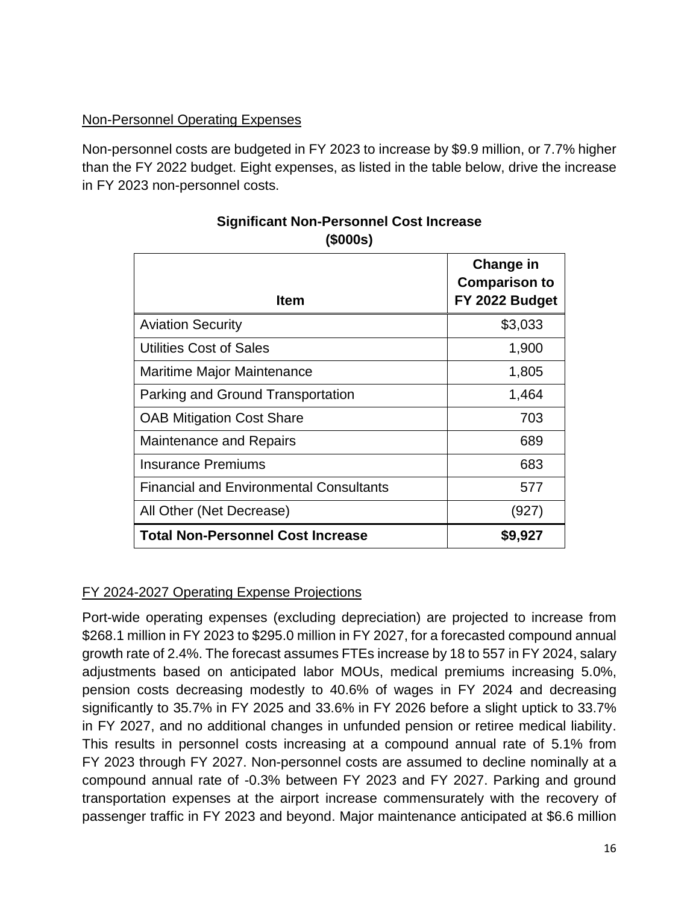Non-Personnel Operating Expenses

Non-personnel costs are budgeted in FY 2023 to increase by $9.9 million, or 7.7% higher than the FY 2022 budget. Eight expenses, as listed in the table below, drive the increase in FY 2023 non-personnel costs.

**Significant Non-Personnel Cost Increase**
**($000s)**

| Item | Change in Comparison to FY 2022 Budget |
|---|---:|
| Aviation Security | $3,033 |
| Utilities Cost of Sales | 1,900 |
| Maritime Major Maintenance | 1,805 |
| Parking and Ground Transportation | 1,464 |
| OAB Mitigation Cost Share | 703 |
| Maintenance and Repairs | 689 |
| Insurance Premiums | 683 |
| Financial and Environmental Consultants | 577 |
| All Other (Net Decrease) | (927) |
| **Total Non-Personnel Cost Increase** | **$9,927** |

FY 2024-2027 Operating Expense Projections

Port-wide operating expenses (excluding depreciation) are projected to increase from $268.1 million in FY 2023 to $295.0 million in FY 2027, for a forecasted compound annual growth rate of 2.4%. The forecast assumes FTEs increase by 18 to 557 in FY 2024, salary adjustments based on anticipated labor MOUs, medical premiums increasing 5.0%, pension costs decreasing modestly to 40.6% of wages in FY 2024 and decreasing significantly to 35.7% in FY 2025 and 33.6% in FY 2026 before a slight uptick to 33.7% in FY 2027, and no additional changes in unfunded pension or retiree medical liability. This results in personnel costs increasing at a compound annual rate of 5.1% from FY 2023 through FY 2027. Non-personnel costs are assumed to decline nominally at a compound annual rate of -0.3% between FY 2023 and FY 2027. Parking and ground transportation expenses at the airport increase commensurately with the recovery of passenger traffic in FY 2023 and beyond. Major maintenance anticipated at $6.6 million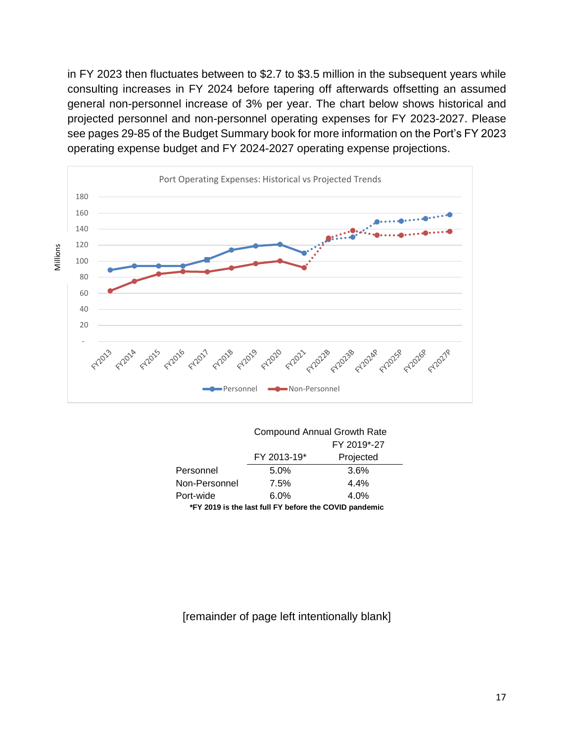in FY 2023 then fluctuates between to $2.7 to $3.5 million in the subsequent years while consulting increases in FY 2024 before tapering off afterwards offsetting an assumed general non-personnel increase of 3% per year. The chart below shows historical and projected personnel and non-personnel operating expenses for FY 2023-2027. Please see pages 29-85 of the Budget Summary book for more information on the Port's FY 2023 operating expense budget and FY 2024-2027 operating expense projections.

Port Operating Expenses: Historical vs Projected Trends

| | Compound Annual Growth Rate | |
|---|---|---|
| | FY 2013-19* | FY 2019*-27 Projected |
| Personnel | 5.0% | 3.6% |
| Non-Personnel | 7.5% | 4.4% |
| Port-wide | 6.0% | 4.0% |

***FY 2019 is the last full FY before the COVID pandemic**

[remainder of page left intentionally blank]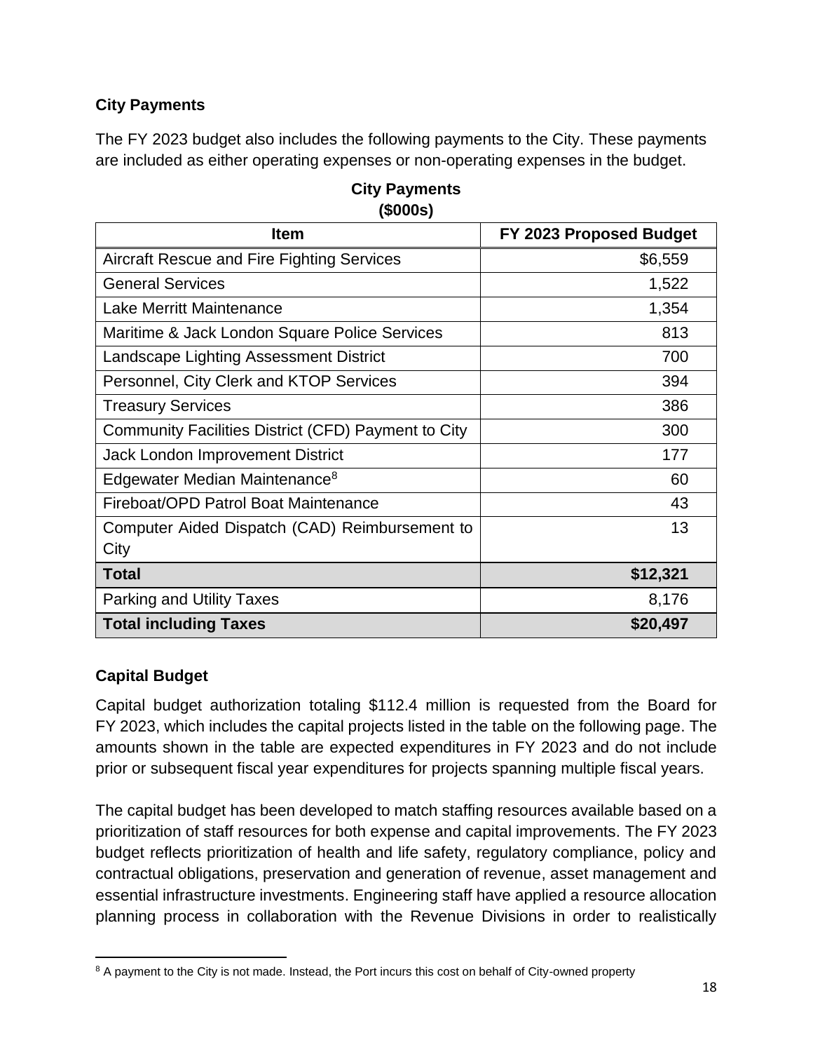### City Payments

The FY 2023 budget also includes the following payments to the City. These payments are included as either operating expenses or non-operating expenses in the budget.

**City Payments**
**($000s)**

| Item | FY 2023 Proposed Budget |
| --- | ---: |
| Aircraft Rescue and Fire Fighting Services | $6,559 |
| General Services | 1,522 |
| Lake Merritt Maintenance | 1,354 |
| Maritime & Jack London Square Police Services | 813 |
| Landscape Lighting Assessment District | 700 |
| Personnel, City Clerk and KTOP Services | 394 |
| Treasury Services | 386 |
| Community Facilities District (CFD) Payment to City | 300 |
| Jack London Improvement District | 177 |
| Edgewater Median Maintenance[8] | 60 |
| Fireboat/OPD Patrol Boat Maintenance | 43 |
| Computer Aided Dispatch (CAD) Reimbursement to City | 13 |
| **Total** | **$12,321** |
| Parking and Utility Taxes | 8,176 |
| **Total including Taxes** | **$20,497** |

### Capital Budget

Capital budget authorization totaling $112.4 million is requested from the Board for FY 2023, which includes the capital projects listed in the table on the following page. The amounts shown in the table are expected expenditures in FY 2023 and do not include prior or subsequent fiscal year expenditures for projects spanning multiple fiscal years.

The capital budget has been developed to match staffing resources available based on a prioritization of staff resources for both expense and capital improvements. The FY 2023 budget reflects prioritization of health and life safety, regulatory compliance, policy and contractual obligations, preservation and generation of revenue, asset management and essential infrastructure investments. Engineering staff have applied a resource allocation planning process in collaboration with the Revenue Divisions in order to realistically

[8] A payment to the City is not made. Instead, the Port incurs this cost on behalf of City-owned property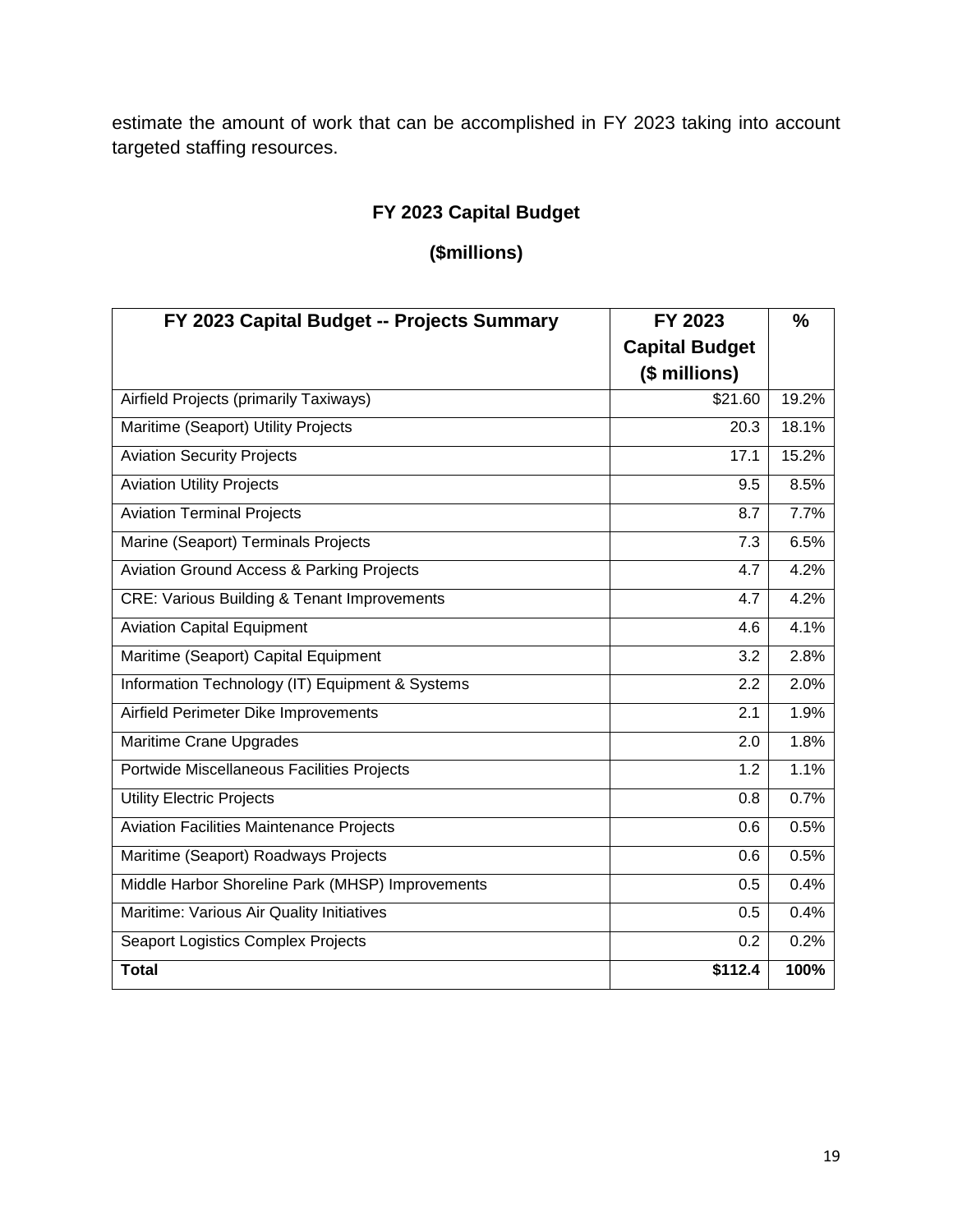estimate the amount of work that can be accomplished in FY 2023 taking into account targeted staffing resources.

## FY 2023 Capital Budget

## ($millions)

| FY 2023 Capital Budget -- Projects Summary | FY 2023 Capital Budget ($ millions) | % |
|---|---:|---:|
| Airfield Projects (primarily Taxiways) | $21.60 | 19.2% |
| Maritime (Seaport) Utility Projects | 20.3 | 18.1% |
| Aviation Security Projects | 17.1 | 15.2% |
| Aviation Utility Projects | 9.5 | 8.5% |
| Aviation Terminal Projects | 8.7 | 7.7% |
| Marine (Seaport) Terminals Projects | 7.3 | 6.5% |
| Aviation Ground Access & Parking Projects | 4.7 | 4.2% |
| CRE: Various Building & Tenant Improvements | 4.7 | 4.2% |
| Aviation Capital Equipment | 4.6 | 4.1% |
| Maritime (Seaport) Capital Equipment | 3.2 | 2.8% |
| Information Technology (IT) Equipment & Systems | 2.2 | 2.0% |
| Airfield Perimeter Dike Improvements | 2.1 | 1.9% |
| Maritime Crane Upgrades | 2.0 | 1.8% |
| Portwide Miscellaneous Facilities Projects | 1.2 | 1.1% |
| Utility Electric Projects | 0.8 | 0.7% |
| Aviation Facilities Maintenance Projects | 0.6 | 0.5% |
| Maritime (Seaport) Roadways Projects | 0.6 | 0.5% |
| Middle Harbor Shoreline Park (MHSP) Improvements | 0.5 | 0.4% |
| Maritime: Various Air Quality Initiatives | 0.5 | 0.4% |
| Seaport Logistics Complex Projects | 0.2 | 0.2% |
| **Total** | **$112.4** | **100%** |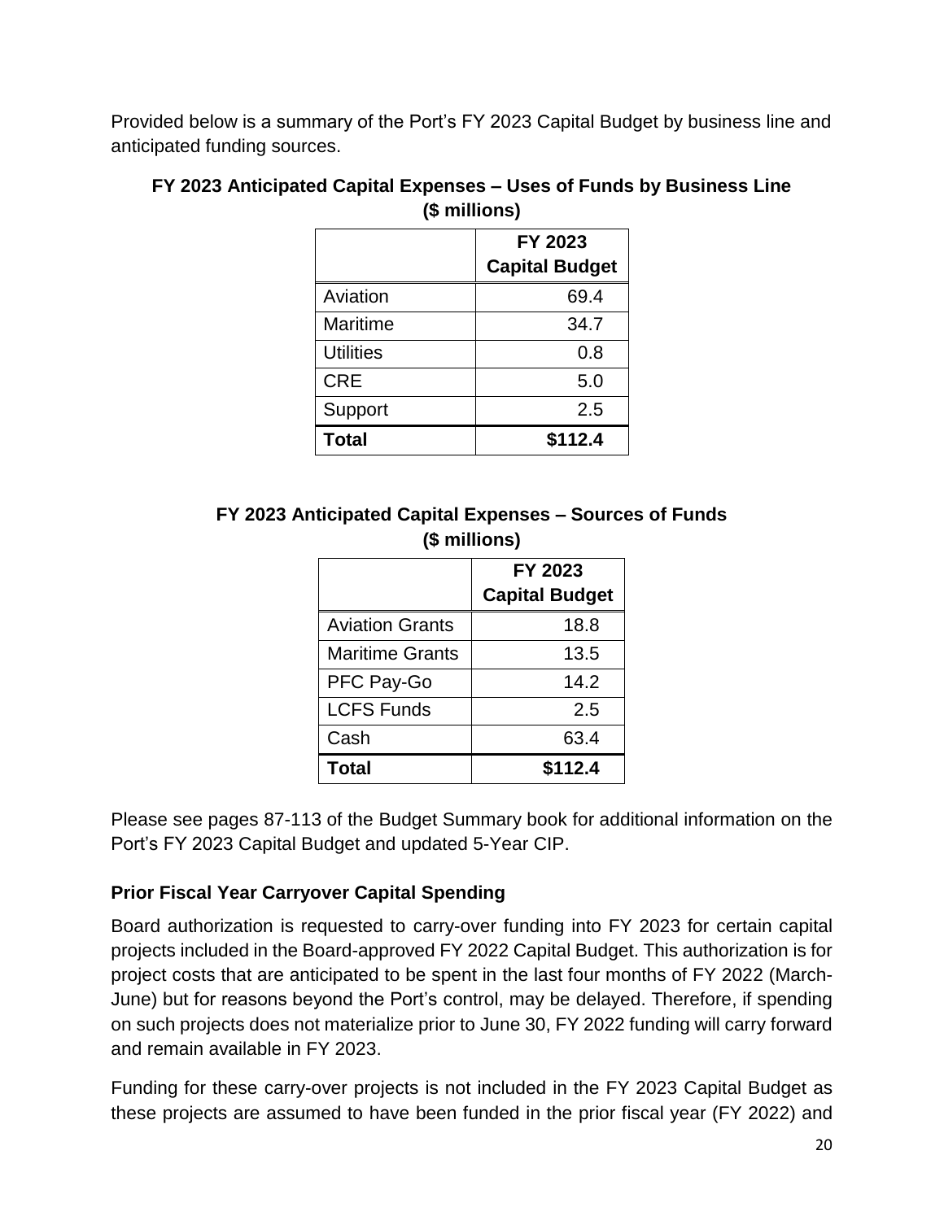Provided below is a summary of the Port's FY 2023 Capital Budget by business line and anticipated funding sources.

**FY 2023 Anticipated Capital Expenses – Uses of Funds by Business Line ($ millions)**

| | FY 2023 Capital Budget |
|---|---|
| Aviation | 69.4 |
| Maritime | 34.7 |
| Utilities | 0.8 |
| CRE | 5.0 |
| Support | 2.5 |
| **Total** | **$112.4** |

**FY 2023 Anticipated Capital Expenses – Sources of Funds ($ millions)**

| | FY 2023 Capital Budget |
|---|---|
| Aviation Grants | 18.8 |
| Maritime Grants | 13.5 |
| PFC Pay-Go | 14.2 |
| LCFS Funds | 2.5 |
| Cash | 63.4 |
| **Total** | **$112.4** |

Please see pages 87-113 of the Budget Summary book for additional information on the Port's FY 2023 Capital Budget and updated 5-Year CIP.

### Prior Fiscal Year Carryover Capital Spending

Board authorization is requested to carry-over funding into FY 2023 for certain capital projects included in the Board-approved FY 2022 Capital Budget. This authorization is for project costs that are anticipated to be spent in the last four months of FY 2022 (March-June) but for reasons beyond the Port's control, may be delayed. Therefore, if spending on such projects does not materialize prior to June 30, FY 2022 funding will carry forward and remain available in FY 2023.

Funding for these carry-over projects is not included in the FY 2023 Capital Budget as these projects are assumed to have been funded in the prior fiscal year (FY 2022) and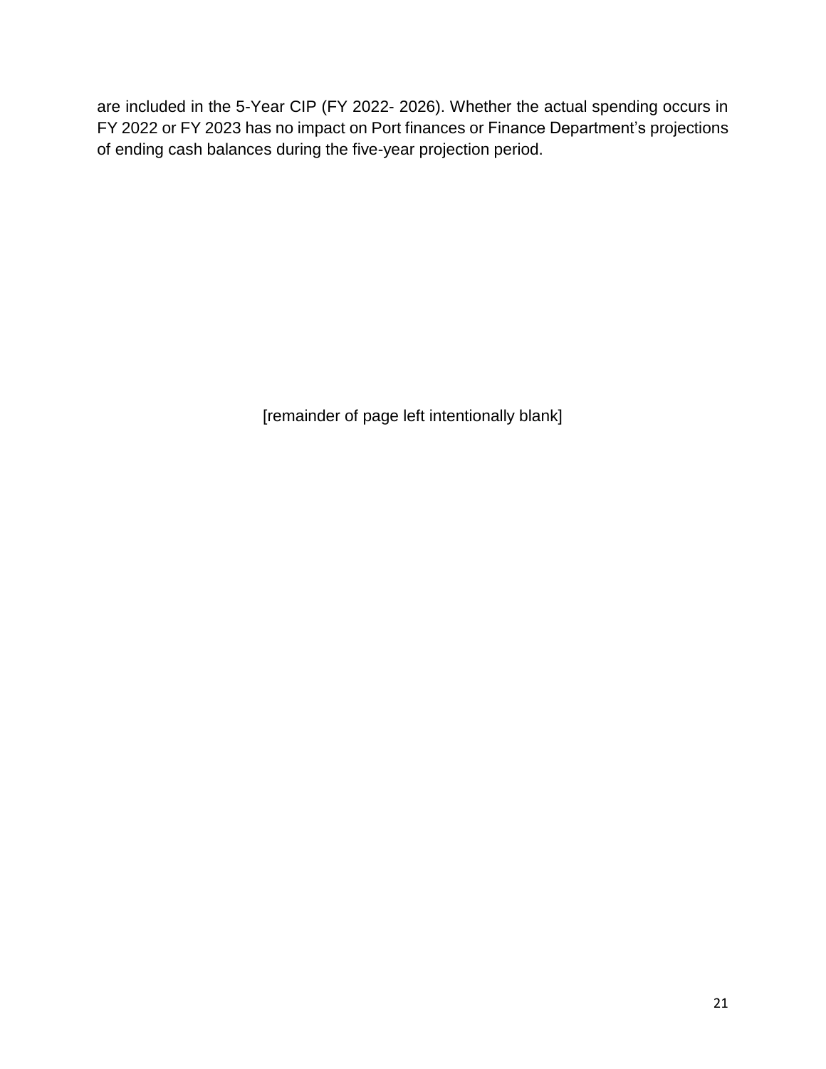are included in the 5-Year CIP (FY 2022- 2026). Whether the actual spending occurs in FY 2022 or FY 2023 has no impact on Port finances or Finance Department's projections of ending cash balances during the five-year projection period.

[remainder of page left intentionally blank]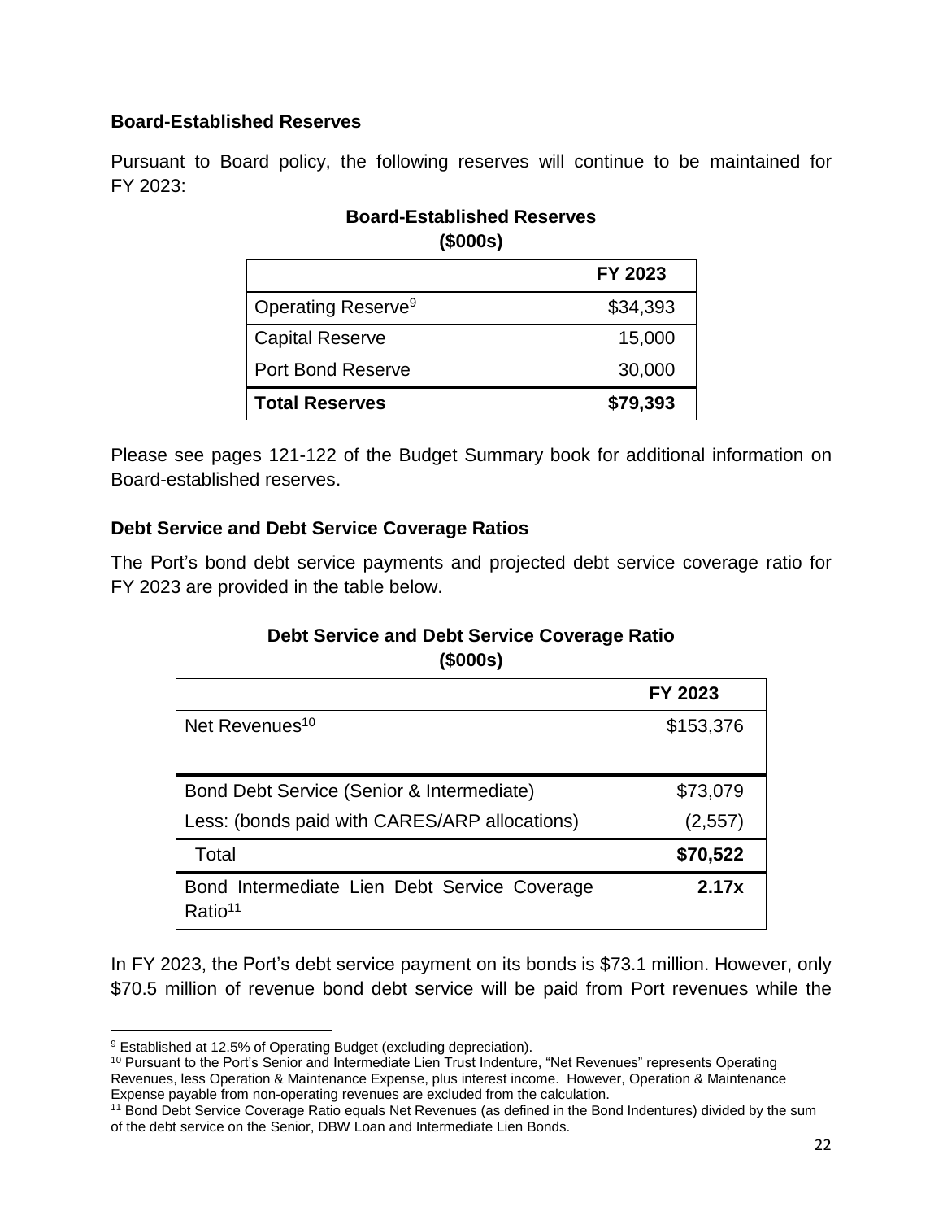### Board-Established Reserves

Pursuant to Board policy, the following reserves will continue to be maintained for FY 2023:

**Board-Established Reserves**
**($000s)**

| | FY 2023 |
|---|---|
| Operating Reserve[9] | $34,393 |
| Capital Reserve | 15,000 |
| Port Bond Reserve | 30,000 |
| **Total Reserves** | **$79,393** |

Please see pages 121-122 of the Budget Summary book for additional information on Board-established reserves.

### Debt Service and Debt Service Coverage Ratios

The Port's bond debt service payments and projected debt service coverage ratio for FY 2023 are provided in the table below.

**Debt Service and Debt Service Coverage Ratio**
**($000s)**

| | FY 2023 |
|---|---|
| Net Revenues[10] | $153,376 |
| Bond Debt Service (Senior & Intermediate) | $73,079 |
| Less: (bonds paid with CARES/ARP allocations) | (2,557) |
| Total | **$70,522** |
| Bond Intermediate Lien Debt Service Coverage Ratio[11] | **2.17x** |

In FY 2023, the Port's debt service payment on its bonds is $73.1 million. However, only $70.5 million of revenue bond debt service will be paid from Port revenues while the

---

[9] Established at 12.5% of Operating Budget (excluding depreciation).

[10] Pursuant to the Port's Senior and Intermediate Lien Trust Indenture, "Net Revenues" represents Operating Revenues, less Operation & Maintenance Expense, plus interest income. However, Operation & Maintenance Expense payable from non-operating revenues are excluded from the calculation.

[11] Bond Debt Service Coverage Ratio equals Net Revenues (as defined in the Bond Indentures) divided by the sum of the debt service on the Senior, DBW Loan and Intermediate Lien Bonds.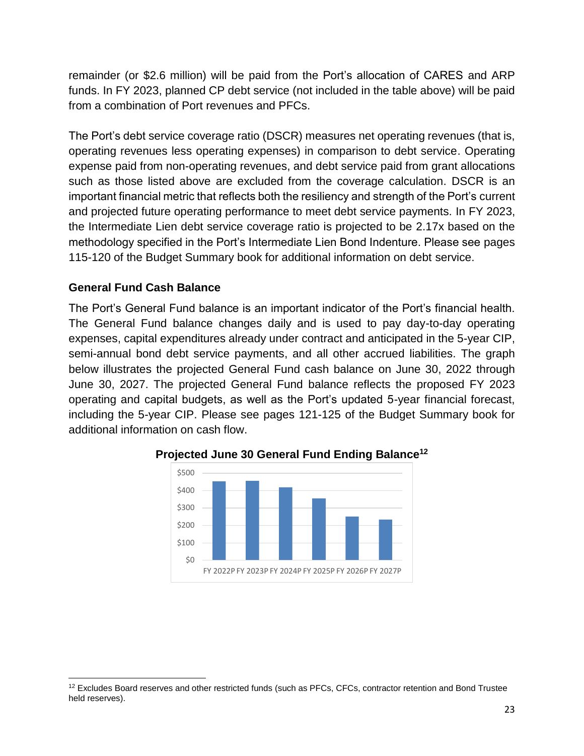remainder (or $2.6 million) will be paid from the Port's allocation of CARES and ARP funds. In FY 2023, planned CP debt service (not included in the table above) will be paid from a combination of Port revenues and PFCs.

The Port's debt service coverage ratio (DSCR) measures net operating revenues (that is, operating revenues less operating expenses) in comparison to debt service. Operating expense paid from non-operating revenues, and debt service paid from grant allocations such as those listed above are excluded from the coverage calculation. DSCR is an important financial metric that reflects both the resiliency and strength of the Port's current and projected future operating performance to meet debt service payments. In FY 2023, the Intermediate Lien debt service coverage ratio is projected to be 2.17x based on the methodology specified in the Port's Intermediate Lien Bond Indenture. Please see pages 115-120 of the Budget Summary book for additional information on debt service.

### General Fund Cash Balance

The Port's General Fund balance is an important indicator of the Port's financial health. The General Fund balance changes daily and is used to pay day-to-day operating expenses, capital expenditures already under contract and anticipated in the 5-year CIP, semi-annual bond debt service payments, and all other accrued liabilities. The graph below illustrates the projected General Fund cash balance on June 30, 2022 through June 30, 2027. The projected General Fund balance reflects the proposed FY 2023 operating and capital budgets, as well as the Port's updated 5-year financial forecast, including the 5-year CIP. Please see pages 121-125 of the Budget Summary book for additional information on cash flow.

**Projected June 30 General Fund Ending Balance[12]**

$500
$400
$300
$200
$100
$0

FY 2022P FY 2023P FY 2024P FY 2025P FY 2026P FY 2027P

[12] Excludes Board reserves and other restricted funds (such as PFCs, CFCs, contractor retention and Bond Trustee held reserves).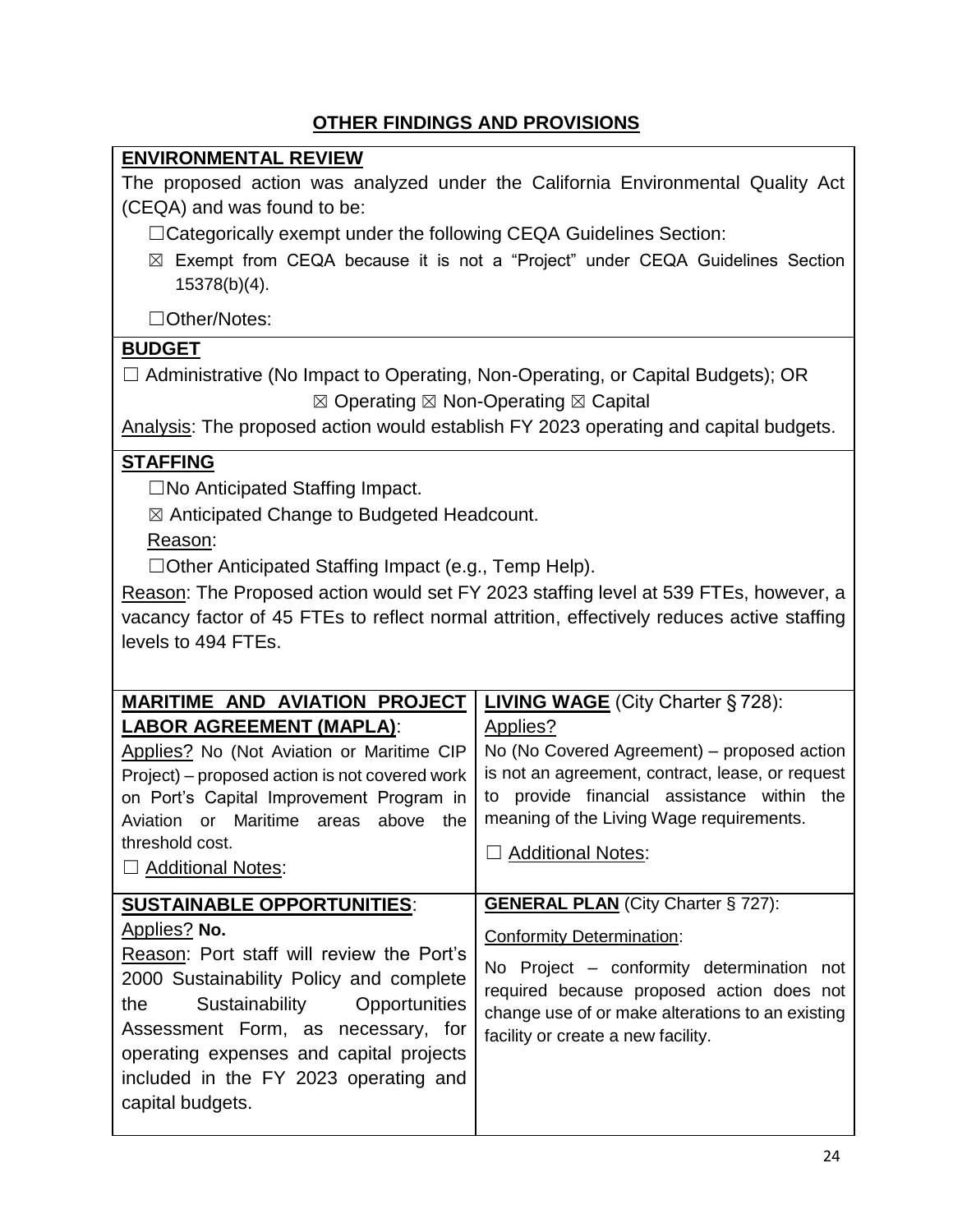## OTHER FINDINGS AND PROVISIONS

**ENVIRONMENTAL REVIEW**

The proposed action was analyzed under the California Environmental Quality Act (CEQA) and was found to be:

- ☐Categorically exempt under the following CEQA Guidelines Section:
- ☒ Exempt from CEQA because it is not a "Project" under CEQA Guidelines Section 15378(b)(4).
- ☐Other/Notes:

**BUDGET**

☐ Administrative (No Impact to Operating, Non-Operating, or Capital Budgets); OR

☒ Operating ☒ Non-Operating ☒ Capital

Analysis: The proposed action would establish FY 2023 operating and capital budgets.

**STAFFING**

- ☐No Anticipated Staffing Impact.
- ☒ Anticipated Change to Budgeted Headcount.

  Reason:

- ☐Other Anticipated Staffing Impact (e.g., Temp Help).

Reason: The Proposed action would set FY 2023 staffing level at 539 FTEs, however, a vacancy factor of 45 FTEs to reflect normal attrition, effectively reduces active staffing levels to 494 FTEs.

| **MARITIME AND AVIATION PROJECT LABOR AGREEMENT (MAPLA)**: | **LIVING WAGE** (City Charter § 728): |
|---|---|
| Applies? No (Not Aviation or Maritime CIP Project) – proposed action is not covered work on Port's Capital Improvement Program in Aviation or Maritime areas above the threshold cost. ☐ Additional Notes: | Applies? No (No Covered Agreement) – proposed action is not an agreement, contract, lease, or request to provide financial assistance within the meaning of the Living Wage requirements. ☐ Additional Notes: |
| **SUSTAINABLE OPPORTUNITIES**: | **GENERAL PLAN** (City Charter § 727): |
| Applies? **No.** Reason: Port staff will review the Port's 2000 Sustainability Policy and complete the Sustainability Opportunities Assessment Form, as necessary, for operating expenses and capital projects included in the FY 2023 operating and capital budgets. | Conformity Determination: No Project – conformity determination not required because proposed action does not change use of or make alterations to an existing facility or create a new facility. |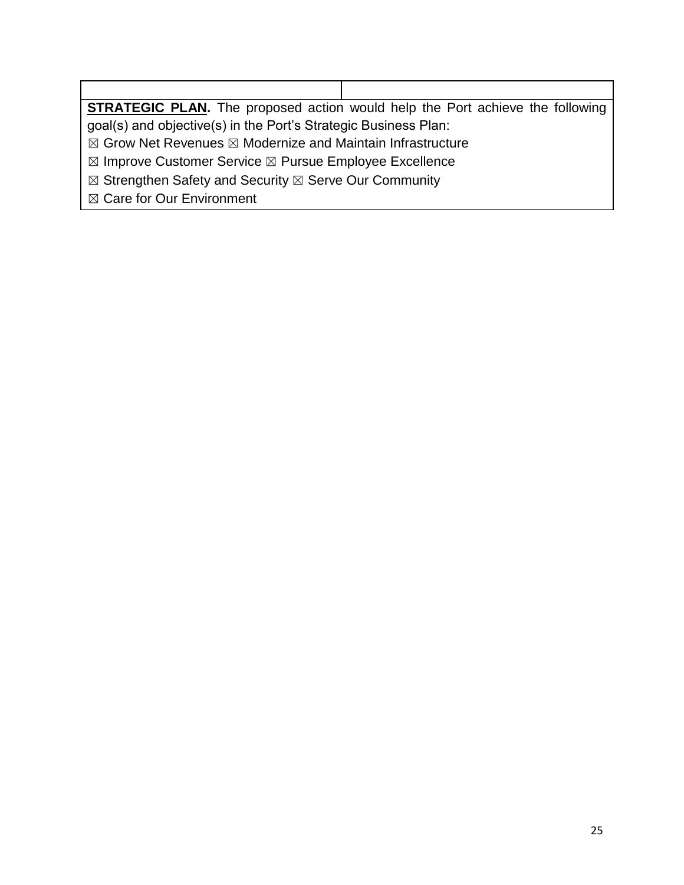| | |
|---|---|
| **STRATEGIC PLAN.** The proposed action would help the Port achieve the following goal(s) and objective(s) in the Port's Strategic Business Plan:<br>☒ Grow Net Revenues ☒ Modernize and Maintain Infrastructure<br>☒ Improve Customer Service ☒ Pursue Employee Excellence<br>☒ Strengthen Safety and Security ☒ Serve Our Community<br>☒ Care for Our Environment | |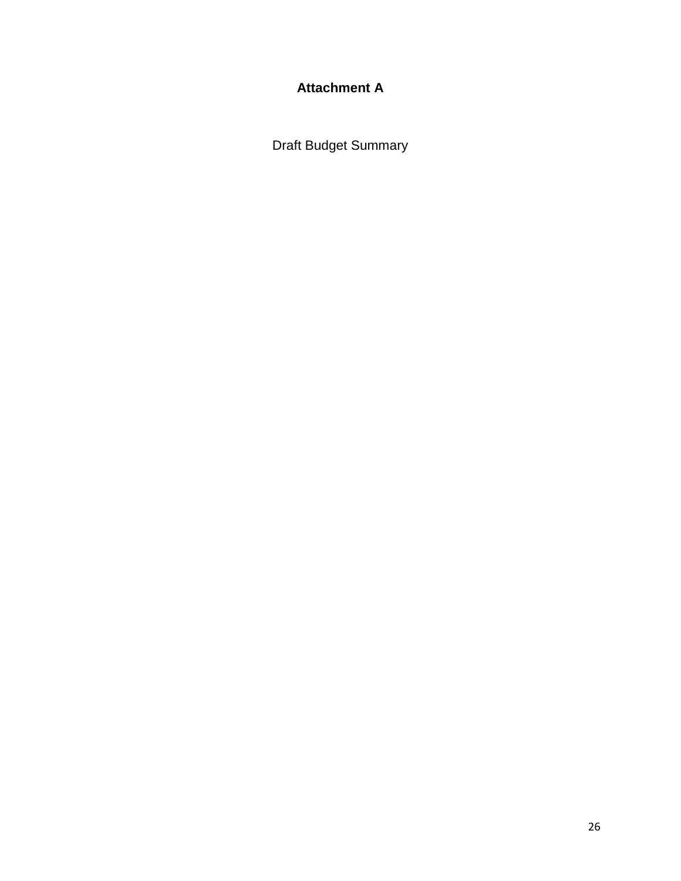**Attachment A**

Draft Budget Summary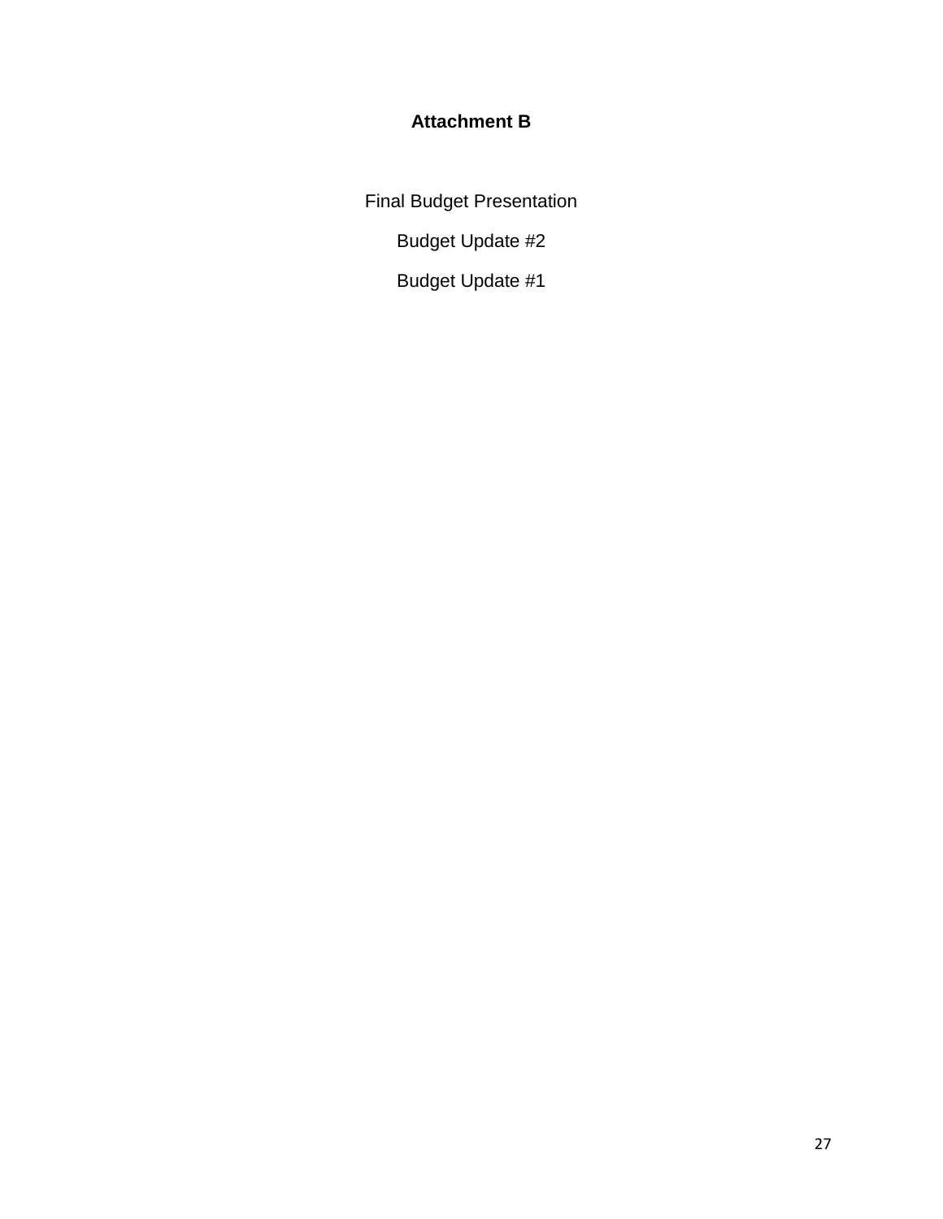**Attachment B**

Final Budget Presentation

Budget Update #2

Budget Update #1